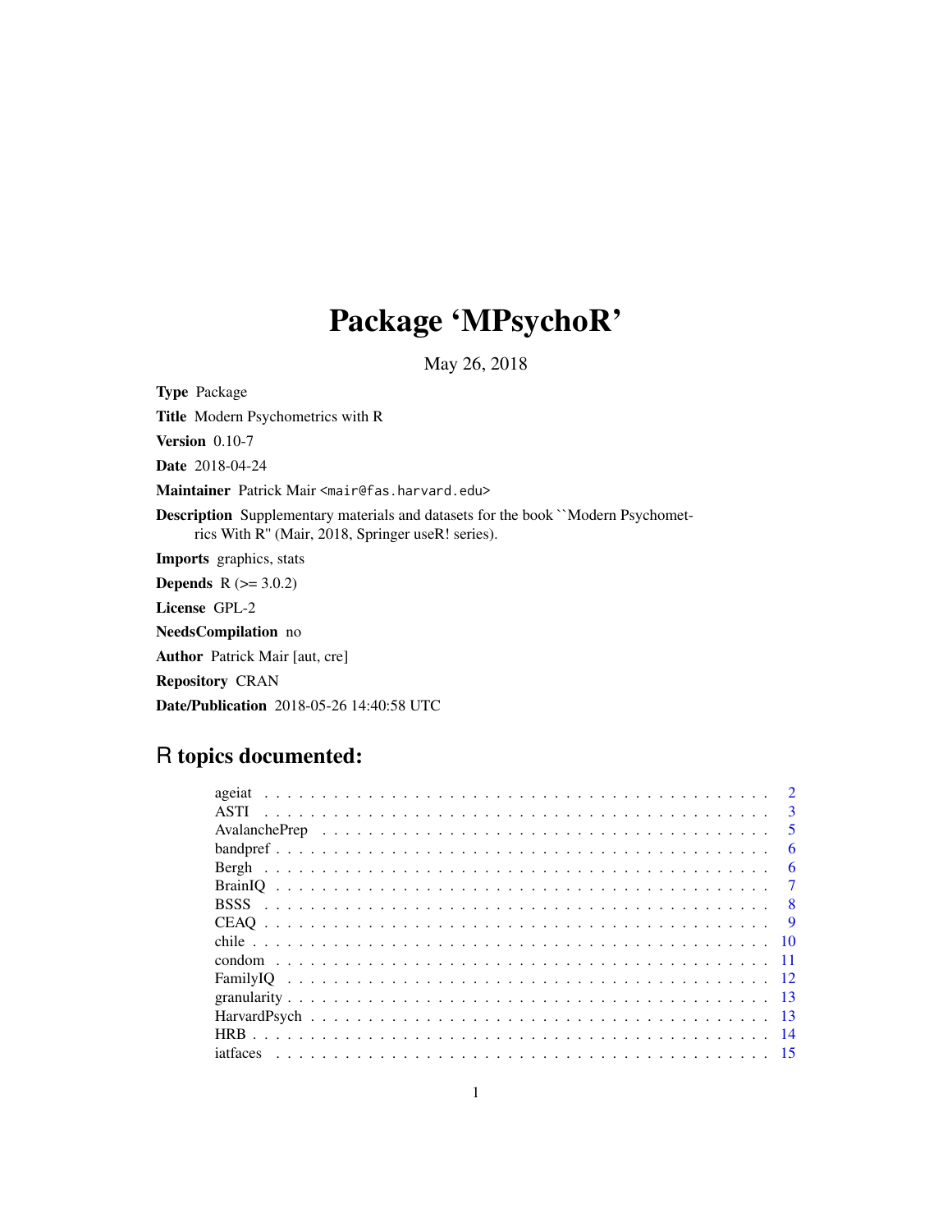# Package 'MPsychoR'

May 26, 2018

**Type** Package

**Title** Modern Psychometrics with R

**Version** 0.10-7

**Date** 2018-04-24

**Maintainer** Patrick Mair <mair@fas.harvard.edu>

**Description** Supplementary materials and datasets for the book ``Modern Psychometrics With R'' (Mair, 2018, Springer useR! series).

**Imports** graphics, stats

**Depends** R (>= 3.0.2)

**License** GPL-2

**NeedsCompilation** no

**Author** Patrick Mair [aut, cre]

**Repository** CRAN

**Date/Publication** 2018-05-26 14:40:58 UTC

## R topics documented:

| | |
|---|---|
| ageiat | 2 |
| ASTI | 3 |
| AvalanchePrep | 5 |
| bandpref | 6 |
| Bergh | 6 |
| BrainIQ | 7 |
| BSSS | 8 |
| CEAQ | 9 |
| chile | 10 |
| condom | 11 |
| FamilyIQ | 12 |
| granularity | 13 |
| HarvardPsych | 13 |
| HRB | 14 |
| iatfaces | 15 |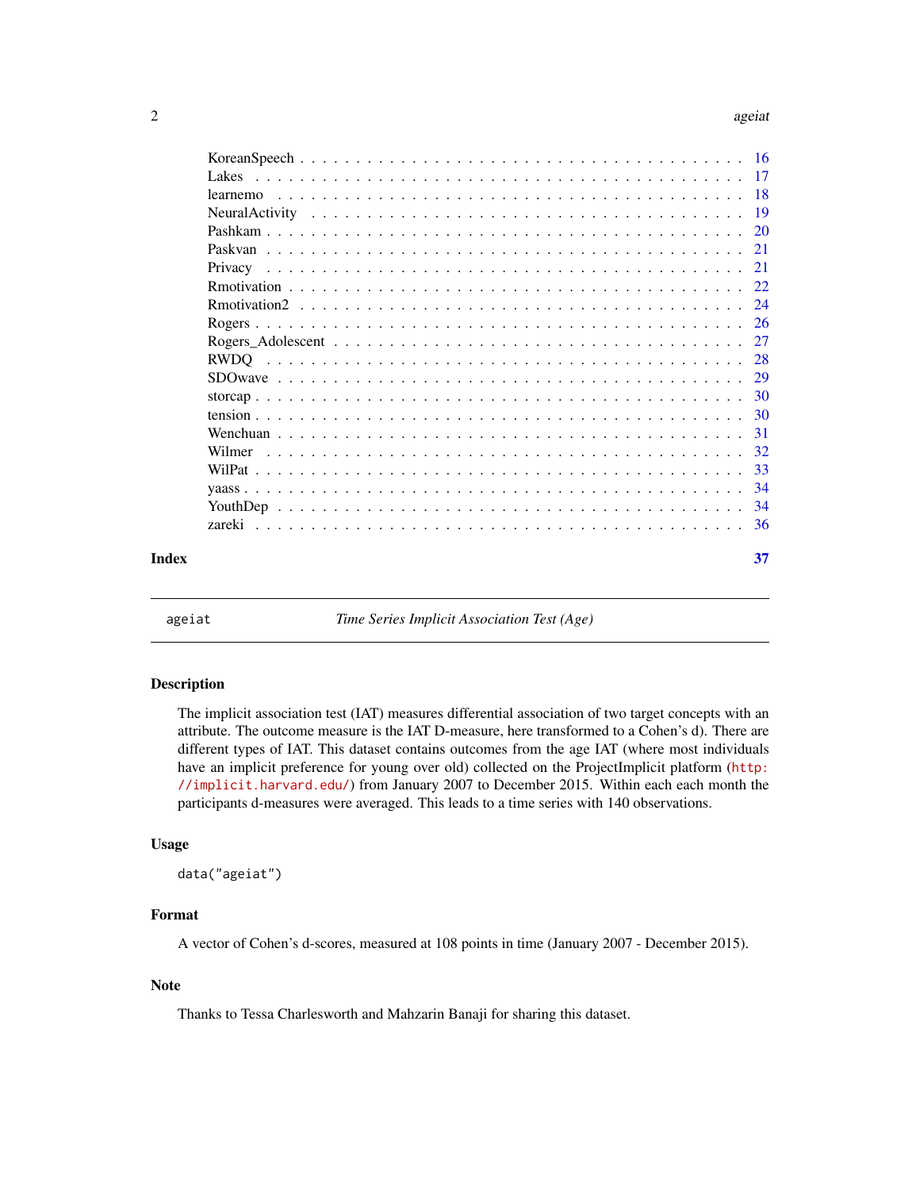KoreanSpeech . . . . . . . . . . . . . . . . . . . . . . . . . . . . . . . . . . . . . 16
Lakes . . . . . . . . . . . . . . . . . . . . . . . . . . . . . . . . . . . . . . . . . 17
learnemo . . . . . . . . . . . . . . . . . . . . . . . . . . . . . . . . . . . . . . . 18
NeuralActivity . . . . . . . . . . . . . . . . . . . . . . . . . . . . . . . . . . . . 19
Pashkam . . . . . . . . . . . . . . . . . . . . . . . . . . . . . . . . . . . . . . . 20
Paskvan . . . . . . . . . . . . . . . . . . . . . . . . . . . . . . . . . . . . . . . 21
Privacy . . . . . . . . . . . . . . . . . . . . . . . . . . . . . . . . . . . . . . . 21
Rmotivation . . . . . . . . . . . . . . . . . . . . . . . . . . . . . . . . . . . . . 22
Rmotivation2 . . . . . . . . . . . . . . . . . . . . . . . . . . . . . . . . . . . . 24
Rogers . . . . . . . . . . . . . . . . . . . . . . . . . . . . . . . . . . . . . . . . 26
Rogers_Adolescent . . . . . . . . . . . . . . . . . . . . . . . . . . . . . . . . . 27
RWDQ . . . . . . . . . . . . . . . . . . . . . . . . . . . . . . . . . . . . . . . . 28
SDOwave . . . . . . . . . . . . . . . . . . . . . . . . . . . . . . . . . . . . . . . 29
storcap . . . . . . . . . . . . . . . . . . . . . . . . . . . . . . . . . . . . . . . 30
tension . . . . . . . . . . . . . . . . . . . . . . . . . . . . . . . . . . . . . . . 30
Wenchuan . . . . . . . . . . . . . . . . . . . . . . . . . . . . . . . . . . . . . . 31
Wilmer . . . . . . . . . . . . . . . . . . . . . . . . . . . . . . . . . . . . . . . . 32
WilPat . . . . . . . . . . . . . . . . . . . . . . . . . . . . . . . . . . . . . . . . 33
yaass . . . . . . . . . . . . . . . . . . . . . . . . . . . . . . . . . . . . . . . . 34
YouthDep . . . . . . . . . . . . . . . . . . . . . . . . . . . . . . . . . . . . . . 34
zareki . . . . . . . . . . . . . . . . . . . . . . . . . . . . . . . . . . . . . . . . 36

**Index** 37

---

`ageiat` *Time Series Implicit Association Test (Age)*

---

### Description

The implicit association test (IAT) measures differential association of two target concepts with an attribute. The outcome measure is the IAT D-measure, here transformed to a Cohen's d). There are different types of IAT. This dataset contains outcomes from the age IAT (where most individuals have an implicit preference for young over old) collected on the ProjectImplicit platform (http://implicit.harvard.edu/) from January 2007 to December 2015. Within each each month the participants d-measures were averaged. This leads to a time series with 140 observations.

### Usage

```
data("ageiat")
```

### Format

A vector of Cohen's d-scores, measured at 108 points in time (January 2007 - December 2015).

### Note

Thanks to Tessa Charlesworth and Mahzarin Banaji for sharing this dataset.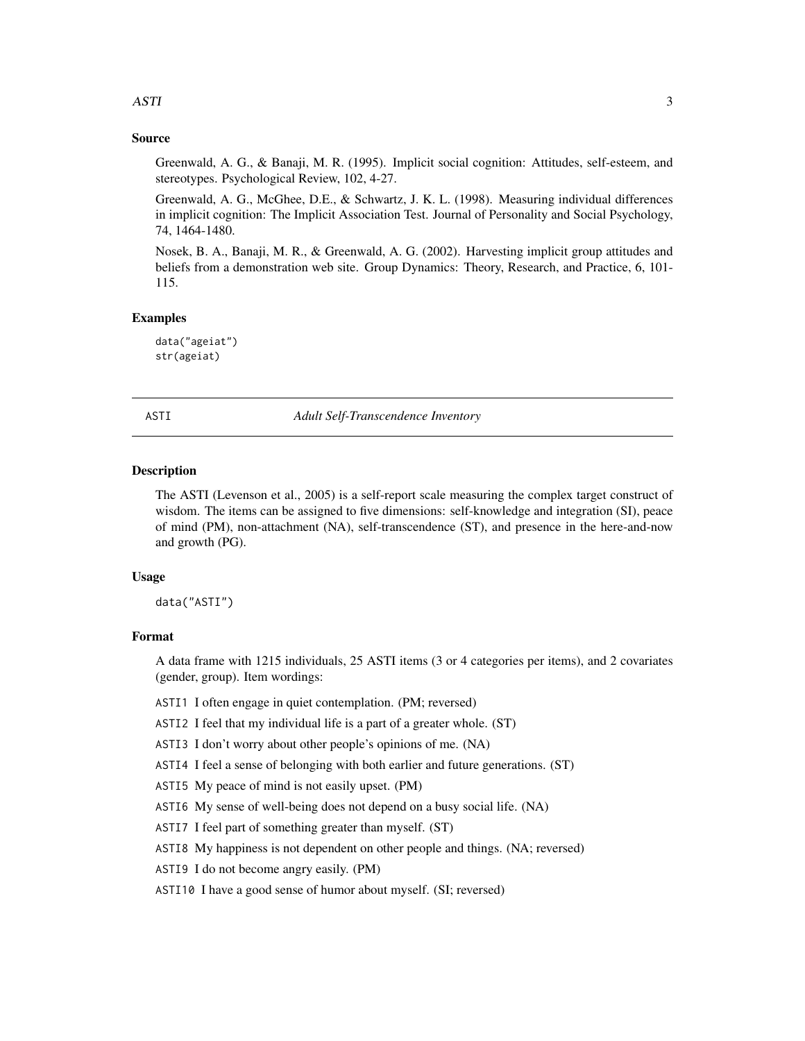### Source

Greenwald, A. G., & Banaji, M. R. (1995). Implicit social cognition: Attitudes, self-esteem, and stereotypes. Psychological Review, 102, 4-27.

Greenwald, A. G., McGhee, D.E., & Schwartz, J. K. L. (1998). Measuring individual differences in implicit cognition: The Implicit Association Test. Journal of Personality and Social Psychology, 74, 1464-1480.

Nosek, B. A., Banaji, M. R., & Greenwald, A. G. (2002). Harvesting implicit group attitudes and beliefs from a demonstration web site. Group Dynamics: Theory, Research, and Practice, 6, 101-115.

### Examples

```
data("ageiat")
str(ageiat)
```

---

## ASTI — *Adult Self-Transcendence Inventory*

---

### Description

The ASTI (Levenson et al., 2005) is a self-report scale measuring the complex target construct of wisdom. The items can be assigned to five dimensions: self-knowledge and integration (SI), peace of mind (PM), non-attachment (NA), self-transcendence (ST), and presence in the here-and-now and growth (PG).

### Usage

```
data("ASTI")
```

### Format

A data frame with 1215 individuals, 25 ASTI items (3 or 4 categories per items), and 2 covariates (gender, group). Item wordings:

`ASTI1` I often engage in quiet contemplation. (PM; reversed)

`ASTI2` I feel that my individual life is a part of a greater whole. (ST)

`ASTI3` I don't worry about other people's opinions of me. (NA)

`ASTI4` I feel a sense of belonging with both earlier and future generations. (ST)

`ASTI5` My peace of mind is not easily upset. (PM)

`ASTI6` My sense of well-being does not depend on a busy social life. (NA)

`ASTI7` I feel part of something greater than myself. (ST)

`ASTI8` My happiness is not dependent on other people and things. (NA; reversed)

`ASTI9` I do not become angry easily. (PM)

`ASTI10` I have a good sense of humor about myself. (SI; reversed)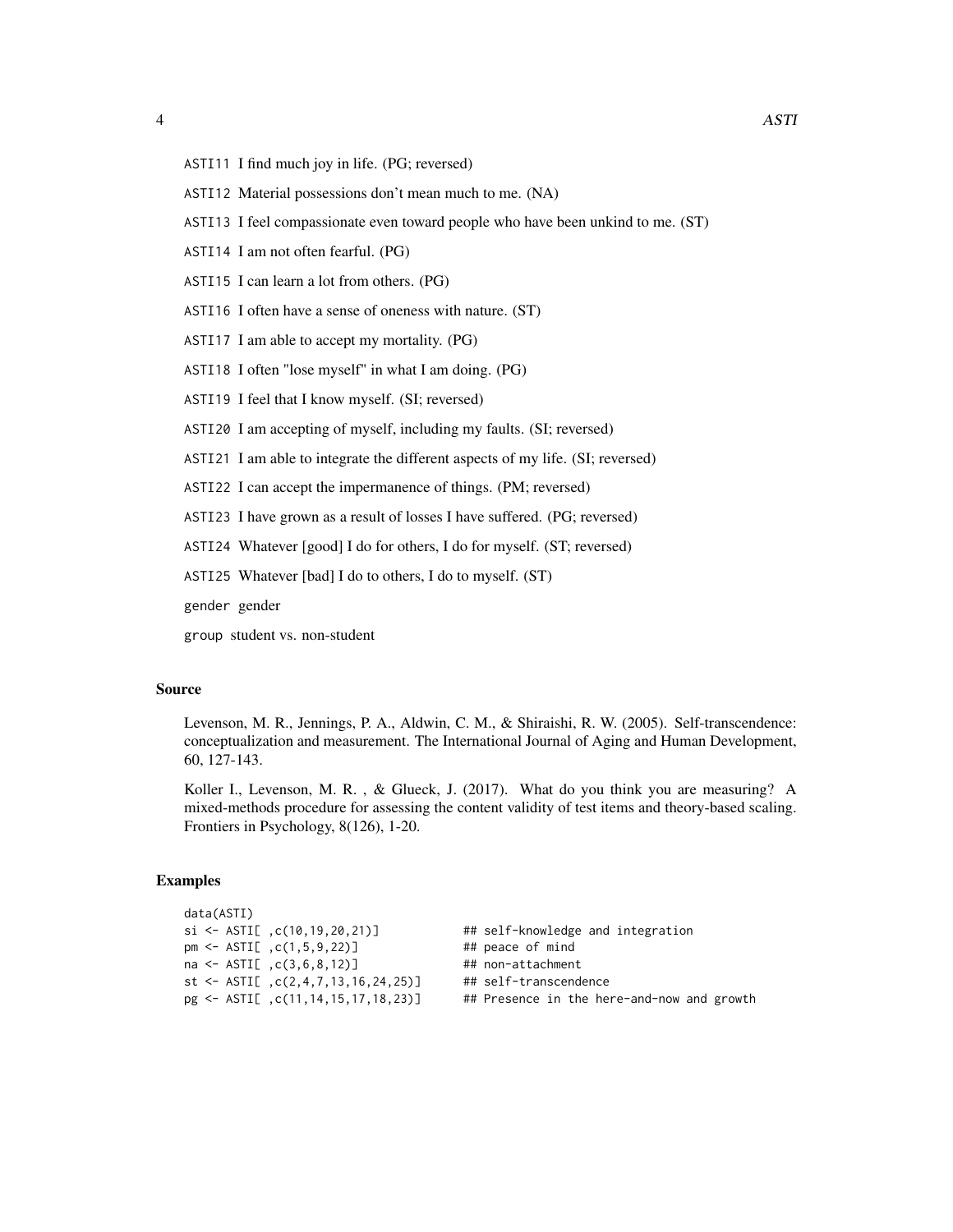ASTI11 I find much joy in life. (PG; reversed)

ASTI12 Material possessions don't mean much to me. (NA)

ASTI13 I feel compassionate even toward people who have been unkind to me. (ST)

ASTI14 I am not often fearful. (PG)

ASTI15 I can learn a lot from others. (PG)

ASTI16 I often have a sense of oneness with nature. (ST)

ASTI17 I am able to accept my mortality. (PG)

ASTI18 I often "lose myself" in what I am doing. (PG)

ASTI19 I feel that I know myself. (SI; reversed)

ASTI20 I am accepting of myself, including my faults. (SI; reversed)

ASTI21 I am able to integrate the different aspects of my life. (SI; reversed)

ASTI22 I can accept the impermanence of things. (PM; reversed)

ASTI23 I have grown as a result of losses I have suffered. (PG; reversed)

ASTI24 Whatever [good] I do for others, I do for myself. (ST; reversed)

ASTI25 Whatever [bad] I do to others, I do to myself. (ST)

gender gender

group student vs. non-student

## Source

Levenson, M. R., Jennings, P. A., Aldwin, C. M., & Shiraishi, R. W. (2005). Self-transcendence: conceptualization and measurement. The International Journal of Aging and Human Development, 60, 127-143.

Koller I., Levenson, M. R. , & Glueck, J. (2017). What do you think you are measuring? A mixed-methods procedure for assessing the content validity of test items and theory-based scaling. Frontiers in Psychology, 8(126), 1-20.

## Examples

```
data(ASTI)
si <- ASTI[ ,c(10,19,20,21)]           ## self-knowledge and integration
pm <- ASTI[ ,c(1,5,9,22)]              ## peace of mind
na <- ASTI[ ,c(3,6,8,12)]              ## non-attachment
st <- ASTI[ ,c(2,4,7,13,16,24,25)]     ## self-transcendence
pg <- ASTI[ ,c(11,14,15,17,18,23)]     ## Presence in the here-and-now and growth
```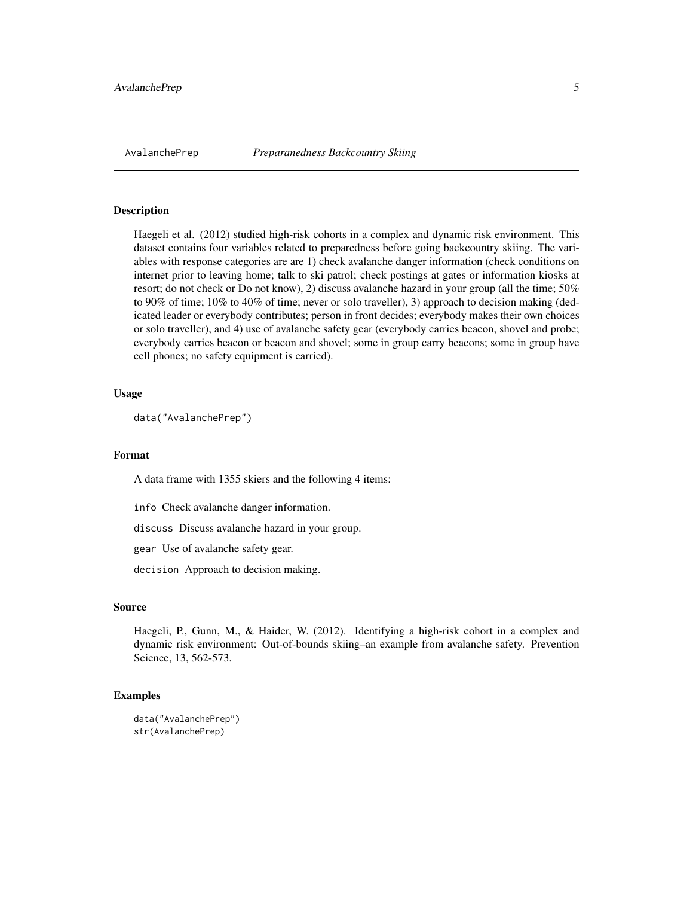AvalanchePrep *Preparanedness Backcountry Skiing*

## Description

Haegeli et al. (2012) studied high-risk cohorts in a complex and dynamic risk environment. This dataset contains four variables related to preparedness before going backcountry skiing. The variables with response categories are are 1) check avalanche danger information (check conditions on internet prior to leaving home; talk to ski patrol; check postings at gates or information kiosks at resort; do not check or Do not know), 2) discuss avalanche hazard in your group (all the time; 50% to 90% of time; 10% to 40% of time; never or solo traveller), 3) approach to decision making (dedicated leader or everybody contributes; person in front decides; everybody makes their own choices or solo traveller), and 4) use of avalanche safety gear (everybody carries beacon, shovel and probe; everybody carries beacon or beacon and shovel; some in group carry beacons; some in group have cell phones; no safety equipment is carried).

## Usage

```
data("AvalanchePrep")
```

## Format

A data frame with 1355 skiers and the following 4 items:

`info` Check avalanche danger information.

`discuss` Discuss avalanche hazard in your group.

`gear` Use of avalanche safety gear.

`decision` Approach to decision making.

## Source

Haegeli, P., Gunn, M., & Haider, W. (2012). Identifying a high-risk cohort in a complex and dynamic risk environment: Out-of-bounds skiing–an example from avalanche safety. Prevention Science, 13, 562-573.

## Examples

```
data("AvalanchePrep")
str(AvalanchePrep)
```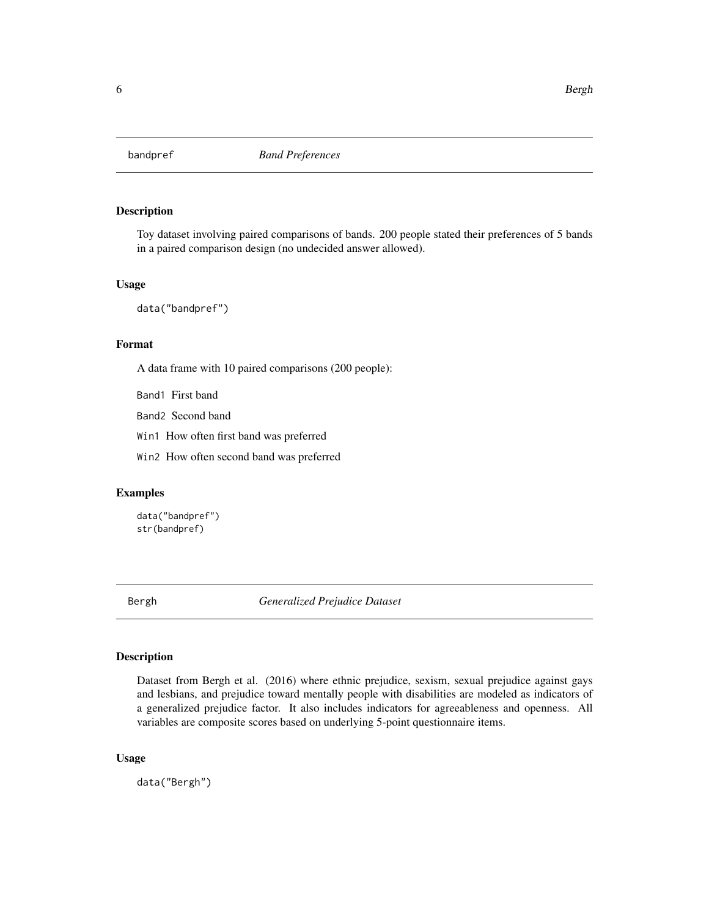## bandpref *Band Preferences*

### Description

Toy dataset involving paired comparisons of bands. 200 people stated their preferences of 5 bands in a paired comparison design (no undecided answer allowed).

### Usage

```
data("bandpref")
```

### Format

A data frame with 10 paired comparisons (200 people):

- `Band1` First band
- `Band2` Second band
- `Win1` How often first band was preferred
- `Win2` How often second band was preferred

### Examples

```
data("bandpref")
str(bandpref)
```

## Bergh *Generalized Prejudice Dataset*

### Description

Dataset from Bergh et al. (2016) where ethnic prejudice, sexism, sexual prejudice against gays and lesbians, and prejudice toward mentally people with disabilities are modeled as indicators of a generalized prejudice factor. It also includes indicators for agreeableness and openness. All variables are composite scores based on underlying 5-point questionnaire items.

### Usage

```
data("Bergh")
```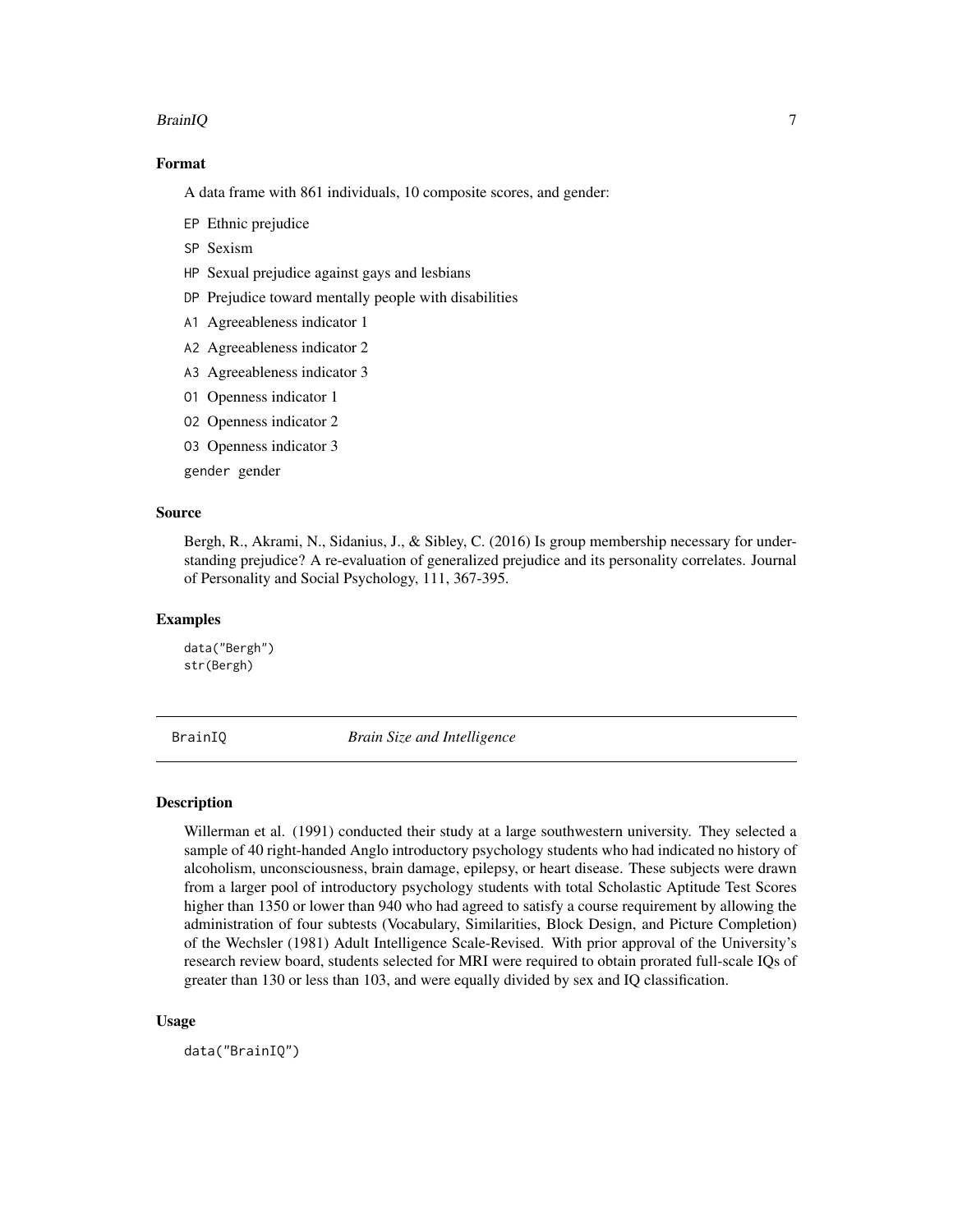### Format

A data frame with 861 individuals, 10 composite scores, and gender:

- `EP` Ethnic prejudice
- `SP` Sexism
- `HP` Sexual prejudice against gays and lesbians
- `DP` Prejudice toward mentally people with disabilities
- `A1` Agreeableness indicator 1
- `A2` Agreeableness indicator 2
- `A3` Agreeableness indicator 3
- `O1` Openness indicator 1
- `O2` Openness indicator 2
- `O3` Openness indicator 3
- `gender` gender

### Source

Bergh, R., Akrami, N., Sidanius, J., & Sibley, C. (2016) Is group membership necessary for understanding prejudice? A re-evaluation of generalized prejudice and its personality correlates. Journal of Personality and Social Psychology, 111, 367-395.

### Examples

```
data("Bergh")
str(Bergh)
```

---

## BrainIQ — *Brain Size and Intelligence*

---

### Description

Willerman et al. (1991) conducted their study at a large southwestern university. They selected a sample of 40 right-handed Anglo introductory psychology students who had indicated no history of alcoholism, unconsciousness, brain damage, epilepsy, or heart disease. These subjects were drawn from a larger pool of introductory psychology students with total Scholastic Aptitude Test Scores higher than 1350 or lower than 940 who had agreed to satisfy a course requirement by allowing the administration of four subtests (Vocabulary, Similarities, Block Design, and Picture Completion) of the Wechsler (1981) Adult Intelligence Scale-Revised. With prior approval of the University's research review board, students selected for MRI were required to obtain prorated full-scale IQs of greater than 130 or less than 103, and were equally divided by sex and IQ classification.

### Usage

```
data("BrainIQ")
```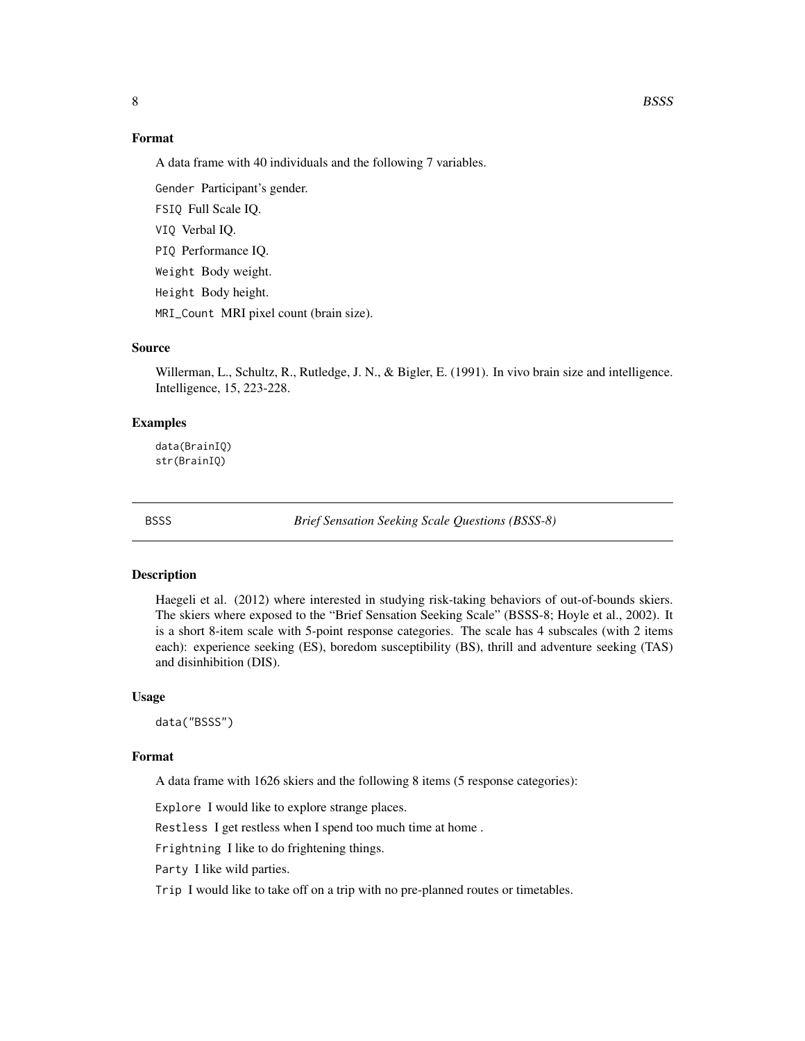### Format

A data frame with 40 individuals and the following 7 variables.

`Gender` Participant's gender.

`FSIQ` Full Scale IQ.

`VIQ` Verbal IQ.

`PIQ` Performance IQ.

`Weight` Body weight.

`Height` Body height.

`MRI_Count` MRI pixel count (brain size).

### Source

Willerman, L., Schultz, R., Rutledge, J. N., & Bigler, E. (1991). In vivo brain size and intelligence. Intelligence, 15, 223-228.

### Examples

```
data(BrainIQ)
str(BrainIQ)
```

---

## BSSS — *Brief Sensation Seeking Scale Questions (BSSS-8)*

---

### Description

Haegeli et al. (2012) where interested in studying risk-taking behaviors of out-of-bounds skiers. The skiers where exposed to the "Brief Sensation Seeking Scale" (BSSS-8; Hoyle et al., 2002). It is a short 8-item scale with 5-point response categories. The scale has 4 subscales (with 2 items each): experience seeking (ES), boredom susceptibility (BS), thrill and adventure seeking (TAS) and disinhibition (DIS).

### Usage

```
data("BSSS")
```

### Format

A data frame with 1626 skiers and the following 8 items (5 response categories):

`Explore` I would like to explore strange places.

`Restless` I get restless when I spend too much time at home .

`Frightning` I like to do frightening things.

`Party` I like wild parties.

`Trip` I would like to take off on a trip with no pre-planned routes or timetables.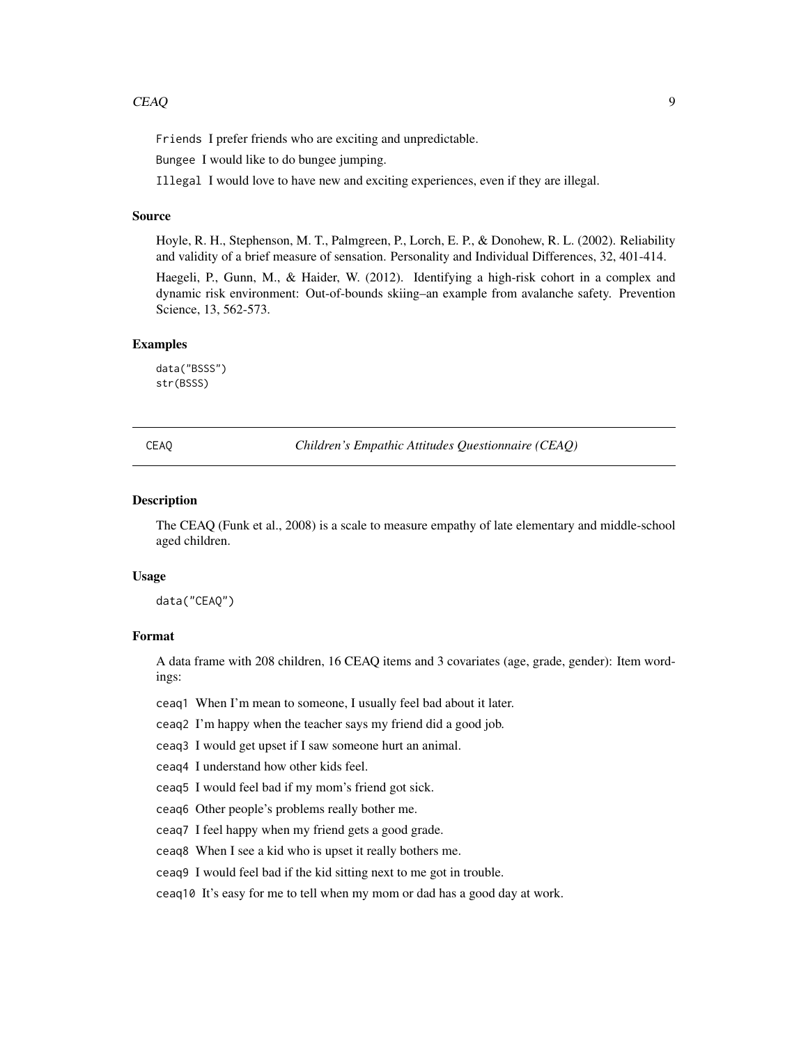Friends I prefer friends who are exciting and unpredictable.

Bungee I would like to do bungee jumping.

Illegal I would love to have new and exciting experiences, even if they are illegal.

### Source

Hoyle, R. H., Stephenson, M. T., Palmgreen, P., Lorch, E. P., & Donohew, R. L. (2002). Reliability and validity of a brief measure of sensation. Personality and Individual Differences, 32, 401-414.

Haegeli, P., Gunn, M., & Haider, W. (2012). Identifying a high-risk cohort in a complex and dynamic risk environment: Out-of-bounds skiing–an example from avalanche safety. Prevention Science, 13, 562-573.

### Examples

```
data("BSSS")
str(BSSS)
```

## CEAQ — *Children's Empathic Attitudes Questionnaire (CEAQ)*

### Description

The CEAQ (Funk et al., 2008) is a scale to measure empathy of late elementary and middle-school aged children.

### Usage

```
data("CEAQ")
```

### Format

A data frame with 208 children, 16 CEAQ items and 3 covariates (age, grade, gender): Item wordings:

ceaq1 When I'm mean to someone, I usually feel bad about it later.

ceaq2 I'm happy when the teacher says my friend did a good job.

ceaq3 I would get upset if I saw someone hurt an animal.

ceaq4 I understand how other kids feel.

ceaq5 I would feel bad if my mom's friend got sick.

ceaq6 Other people's problems really bother me.

ceaq7 I feel happy when my friend gets a good grade.

ceaq8 When I see a kid who is upset it really bothers me.

ceaq9 I would feel bad if the kid sitting next to me got in trouble.

ceaq10 It's easy for me to tell when my mom or dad has a good day at work.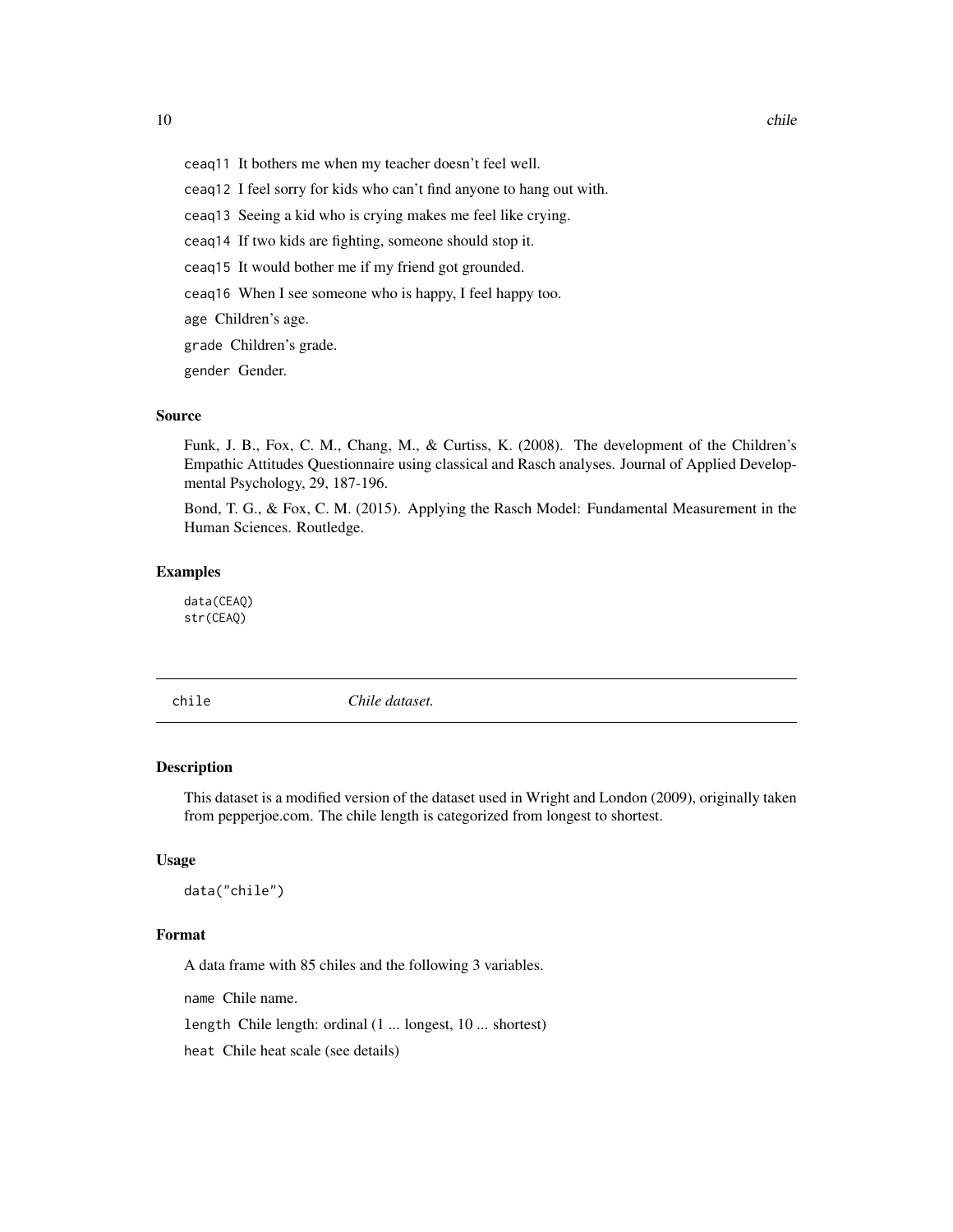ceaq11 It bothers me when my teacher doesn't feel well.

ceaq12 I feel sorry for kids who can't find anyone to hang out with.

ceaq13 Seeing a kid who is crying makes me feel like crying.

ceaq14 If two kids are fighting, someone should stop it.

ceaq15 It would bother me if my friend got grounded.

ceaq16 When I see someone who is happy, I feel happy too.

age Children's age.

grade Children's grade.

gender Gender.

### Source

Funk, J. B., Fox, C. M., Chang, M., & Curtiss, K. (2008). The development of the Children's Empathic Attitudes Questionnaire using classical and Rasch analyses. Journal of Applied Developmental Psychology, 29, 187-196.

Bond, T. G., & Fox, C. M. (2015). Applying the Rasch Model: Fundamental Measurement in the Human Sciences. Routledge.

### Examples

```
data(CEAQ)
str(CEAQ)
```

---

## chile *Chile dataset.*

---

### Description

This dataset is a modified version of the dataset used in Wright and London (2009), originally taken from pepperjoe.com. The chile length is categorized from longest to shortest.

### Usage

```
data("chile")
```

### Format

A data frame with 85 chiles and the following 3 variables.

name Chile name.

length Chile length: ordinal (1 ... longest, 10 ... shortest)

heat Chile heat scale (see details)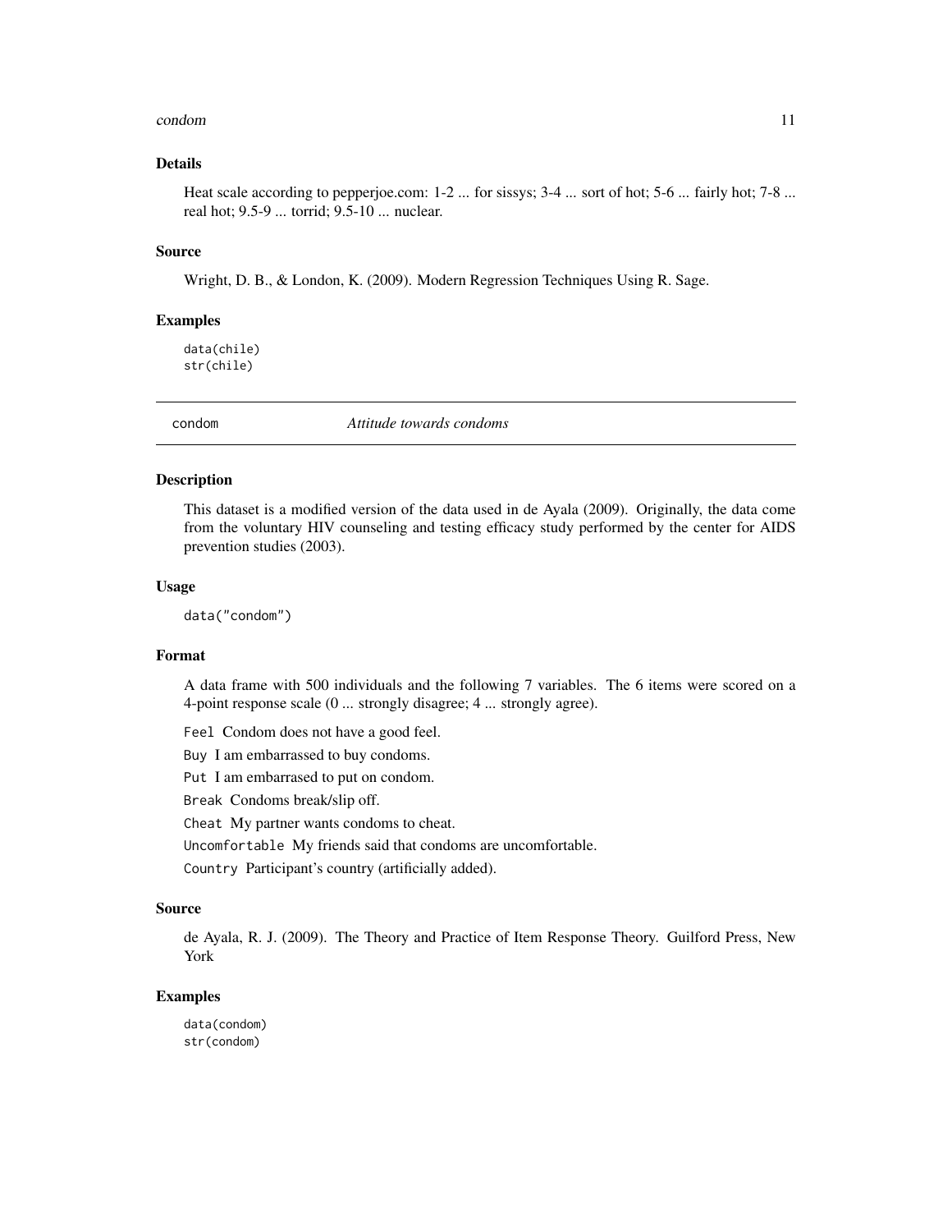### Details

Heat scale according to pepperjoe.com: 1-2 ... for sissys; 3-4 ... sort of hot; 5-6 ... fairly hot; 7-8 ... real hot; 9.5-9 ... torrid; 9.5-10 ... nuclear.

### Source

Wright, D. B., & London, K. (2009). Modern Regression Techniques Using R. Sage.

### Examples

```
data(chile)
str(chile)
```

---

## condom — *Attitude towards condoms*

---

### Description

This dataset is a modified version of the data used in de Ayala (2009). Originally, the data come from the voluntary HIV counseling and testing efficacy study performed by the center for AIDS prevention studies (2003).

### Usage

```
data("condom")
```

### Format

A data frame with 500 individuals and the following 7 variables. The 6 items were scored on a 4-point response scale (0 ... strongly disagree; 4 ... strongly agree).

`Feel` Condom does not have a good feel.

`Buy` I am embarrassed to buy condoms.

`Put` I am embarrased to put on condom.

`Break` Condoms break/slip off.

`Cheat` My partner wants condoms to cheat.

`Uncomfortable` My friends said that condoms are uncomfortable.

`Country` Participant's country (artificially added).

### Source

de Ayala, R. J. (2009). The Theory and Practice of Item Response Theory. Guilford Press, New York

### Examples

```
data(condom)
str(condom)
```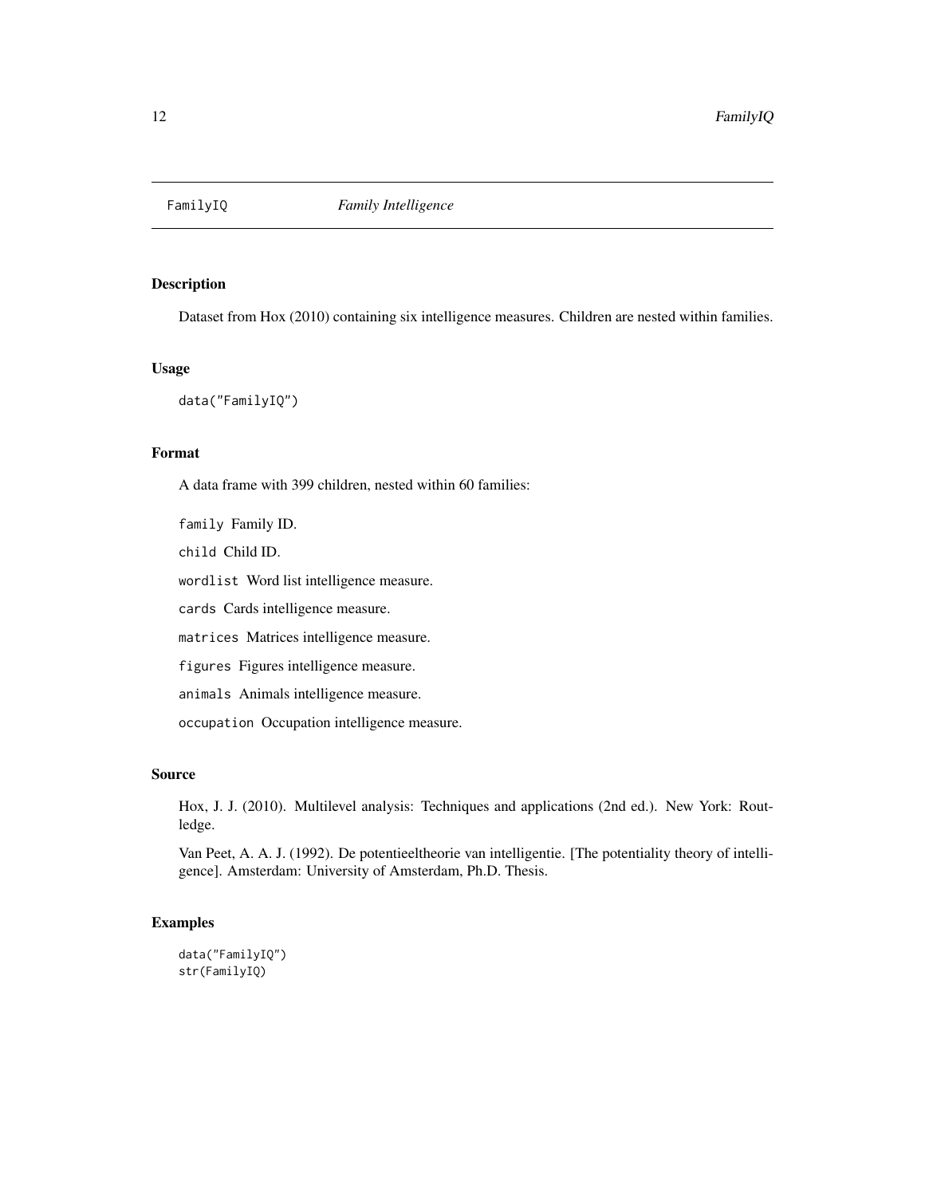# FamilyIQ — *Family Intelligence*

## Description

Dataset from Hox (2010) containing six intelligence measures. Children are nested within families.

## Usage

```
data("FamilyIQ")
```

## Format

A data frame with 399 children, nested within 60 families:

- `family` Family ID.
- `child` Child ID.
- `wordlist` Word list intelligence measure.
- `cards` Cards intelligence measure.
- `matrices` Matrices intelligence measure.
- `figures` Figures intelligence measure.
- `animals` Animals intelligence measure.
- `occupation` Occupation intelligence measure.

## Source

Hox, J. J. (2010). Multilevel analysis: Techniques and applications (2nd ed.). New York: Routledge.

Van Peet, A. A. J. (1992). De potentieeltheorie van intelligentie. [The potentiality theory of intelligence]. Amsterdam: University of Amsterdam, Ph.D. Thesis.

## Examples

```
data("FamilyIQ")
str(FamilyIQ)
```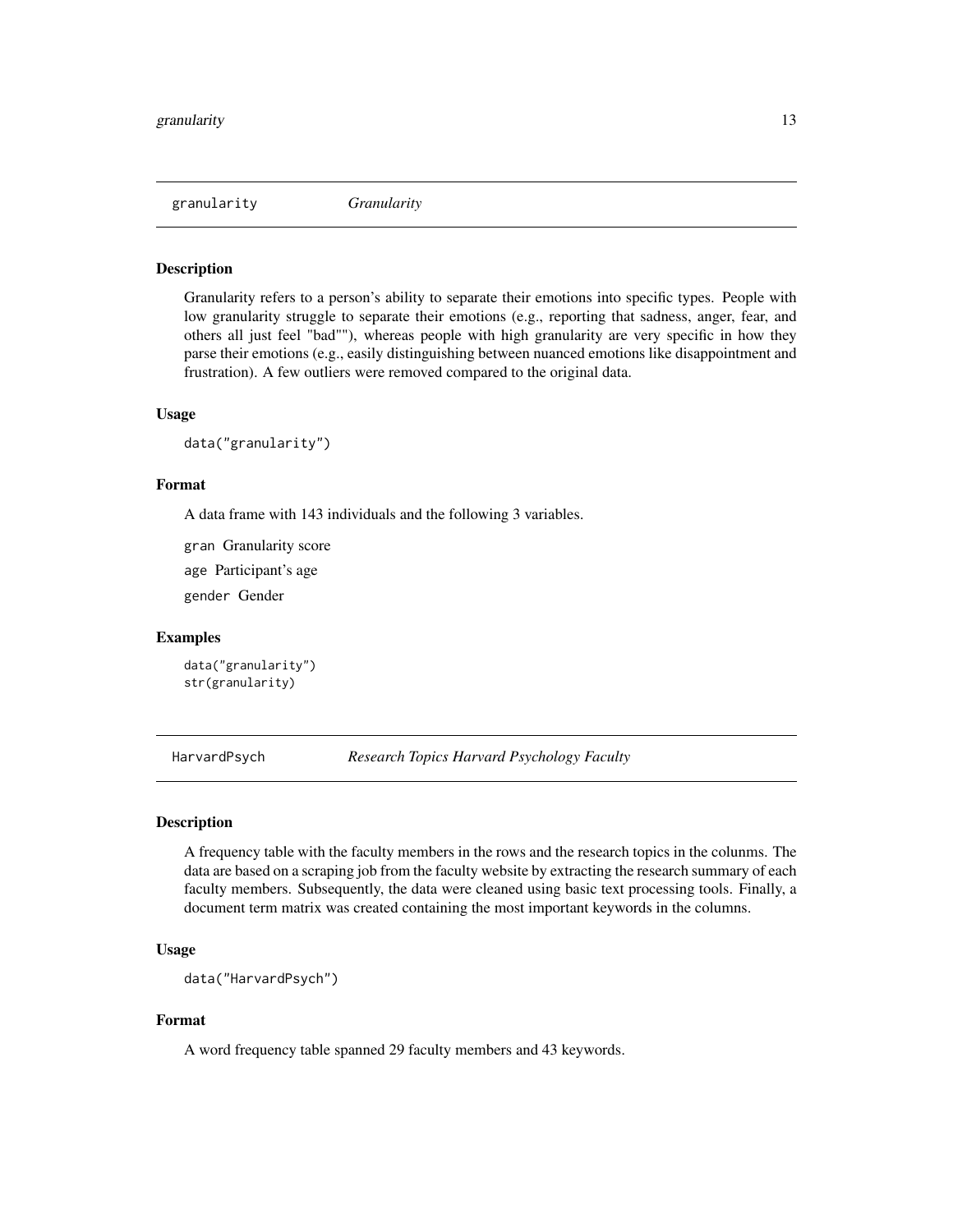## granularity *Granularity*

### Description

Granularity refers to a person's ability to separate their emotions into specific types. People with low granularity struggle to separate their emotions (e.g., reporting that sadness, anger, fear, and others all just feel "bad""), whereas people with high granularity are very specific in how they parse their emotions (e.g., easily distinguishing between nuanced emotions like disappointment and frustration). A few outliers were removed compared to the original data.

### Usage

```
data("granularity")
```

### Format

A data frame with 143 individuals and the following 3 variables.

`gran` Granularity score

`age` Participant's age

`gender` Gender

### Examples

```
data("granularity")
str(granularity)
```

## HarvardPsych *Research Topics Harvard Psychology Faculty*

### Description

A frequency table with the faculty members in the rows and the research topics in the colunms. The data are based on a scraping job from the faculty website by extracting the research summary of each faculty members. Subsequently, the data were cleaned using basic text processing tools. Finally, a document term matrix was created containing the most important keywords in the columns.

### Usage

```
data("HarvardPsych")
```

### Format

A word frequency table spanned 29 faculty members and 43 keywords.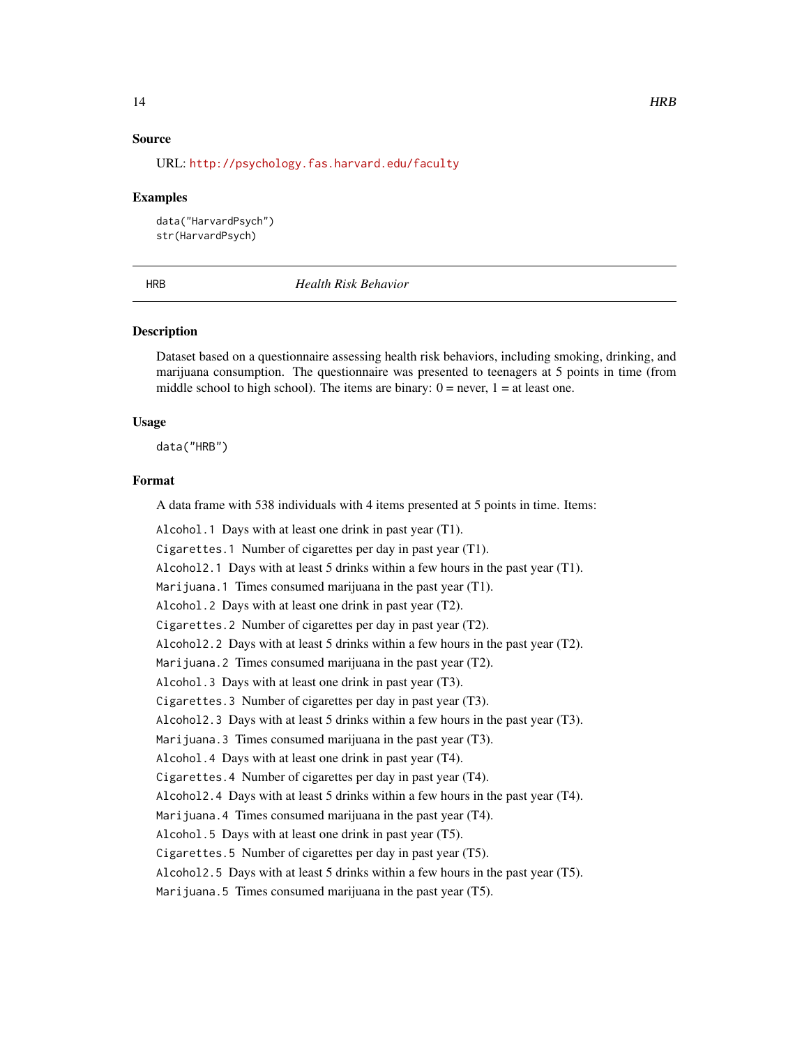### Source

URL: http://psychology.fas.harvard.edu/faculty

### Examples

```
data("HarvardPsych")
str(HarvardPsych)
```

---

## HRB — *Health Risk Behavior*

---

### Description

Dataset based on a questionnaire assessing health risk behaviors, including smoking, drinking, and marijuana consumption. The questionnaire was presented to teenagers at 5 points in time (from middle school to high school). The items are binary: 0 = never, 1 = at least one.

### Usage

```
data("HRB")
```

### Format

A data frame with 538 individuals with 4 items presented at 5 points in time. Items:

`Alcohol.1` Days with at least one drink in past year (T1).

`Cigarettes.1` Number of cigarettes per day in past year (T1).

`Alcohol2.1` Days with at least 5 drinks within a few hours in the past year (T1).

`Marijuana.1` Times consumed marijuana in the past year (T1).

`Alcohol.2` Days with at least one drink in past year (T2).

`Cigarettes.2` Number of cigarettes per day in past year (T2).

`Alcohol2.2` Days with at least 5 drinks within a few hours in the past year (T2).

`Marijuana.2` Times consumed marijuana in the past year (T2).

`Alcohol.3` Days with at least one drink in past year (T3).

`Cigarettes.3` Number of cigarettes per day in past year (T3).

`Alcohol2.3` Days with at least 5 drinks within a few hours in the past year (T3).

`Marijuana.3` Times consumed marijuana in the past year (T3).

`Alcohol.4` Days with at least one drink in past year (T4).

`Cigarettes.4` Number of cigarettes per day in past year (T4).

`Alcohol2.4` Days with at least 5 drinks within a few hours in the past year (T4).

`Marijuana.4` Times consumed marijuana in the past year (T4).

`Alcohol.5` Days with at least one drink in past year (T5).

`Cigarettes.5` Number of cigarettes per day in past year (T5).

`Alcohol2.5` Days with at least 5 drinks within a few hours in the past year (T5).

`Marijuana.5` Times consumed marijuana in the past year (T5).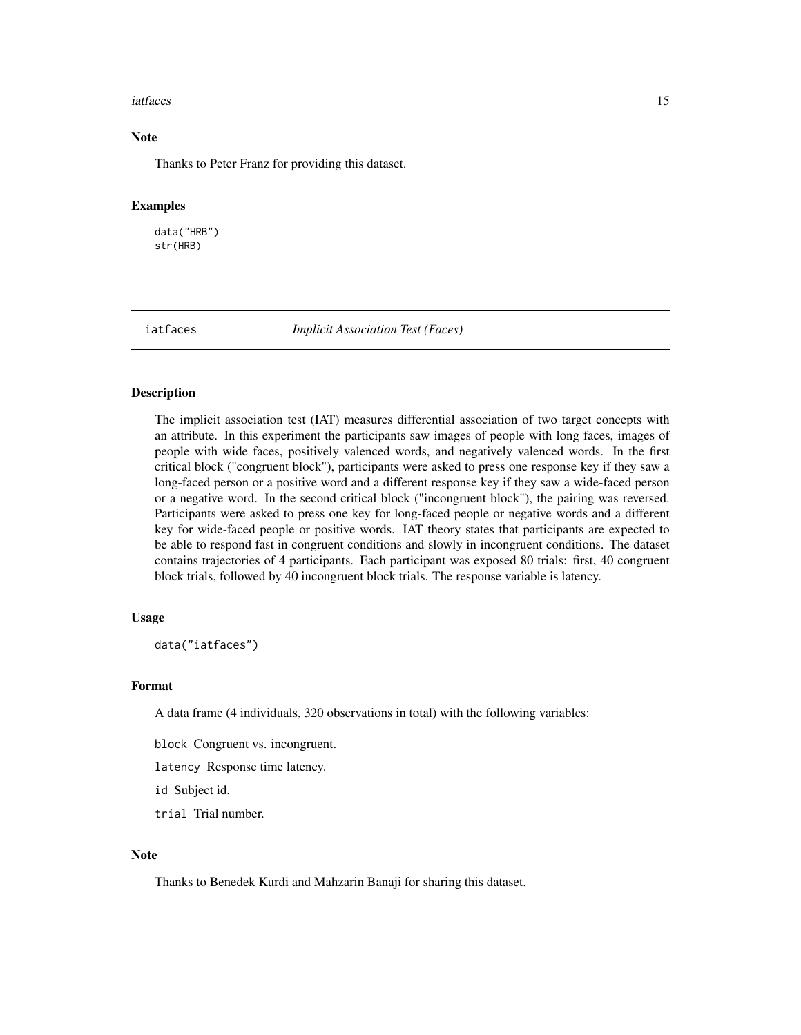## Note

Thanks to Peter Franz for providing this dataset.

## Examples

```
data("HRB")
str(HRB)
```

---

iatfaces *Implicit Association Test (Faces)*

---

## Description

The implicit association test (IAT) measures differential association of two target concepts with an attribute. In this experiment the participants saw images of people with long faces, images of people with wide faces, positively valenced words, and negatively valenced words. In the first critical block ("congruent block"), participants were asked to press one response key if they saw a long-faced person or a positive word and a different response key if they saw a wide-faced person or a negative word. In the second critical block ("incongruent block"), the pairing was reversed. Participants were asked to press one key for long-faced people or negative words and a different key for wide-faced people or positive words. IAT theory states that participants are expected to be able to respond fast in congruent conditions and slowly in incongruent conditions. The dataset contains trajectories of 4 participants. Each participant was exposed 80 trials: first, 40 congruent block trials, followed by 40 incongruent block trials. The response variable is latency.

## Usage

```
data("iatfaces")
```

## Format

A data frame (4 individuals, 320 observations in total) with the following variables:

`block` Congruent vs. incongruent.

`latency` Response time latency.

`id` Subject id.

`trial` Trial number.

## Note

Thanks to Benedek Kurdi and Mahzarin Banaji for sharing this dataset.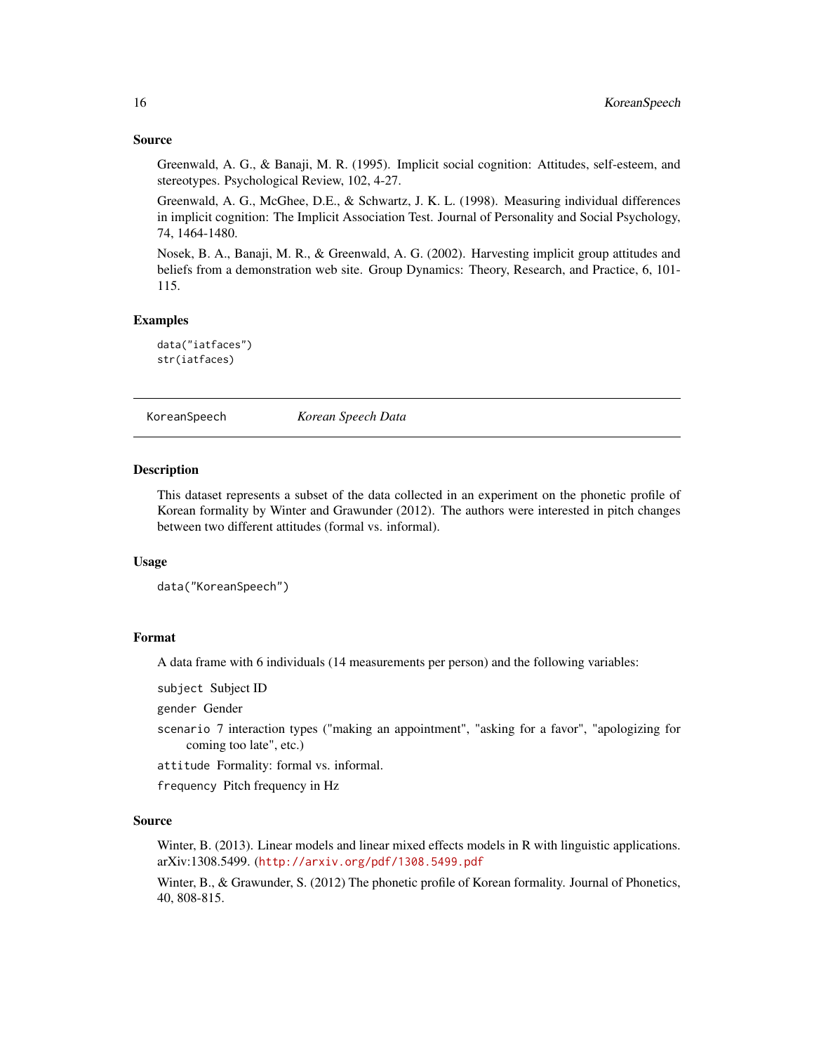### Source

Greenwald, A. G., & Banaji, M. R. (1995). Implicit social cognition: Attitudes, self-esteem, and stereotypes. Psychological Review, 102, 4-27.

Greenwald, A. G., McGhee, D.E., & Schwartz, J. K. L. (1998). Measuring individual differences in implicit cognition: The Implicit Association Test. Journal of Personality and Social Psychology, 74, 1464-1480.

Nosek, B. A., Banaji, M. R., & Greenwald, A. G. (2002). Harvesting implicit group attitudes and beliefs from a demonstration web site. Group Dynamics: Theory, Research, and Practice, 6, 101-115.

### Examples

```
data("iatfaces")
str(iatfaces)
```

## KoreanSpeech — *Korean Speech Data*

### Description

This dataset represents a subset of the data collected in an experiment on the phonetic profile of Korean formality by Winter and Grawunder (2012). The authors were interested in pitch changes between two different attitudes (formal vs. informal).

### Usage

```
data("KoreanSpeech")
```

### Format

A data frame with 6 individuals (14 measurements per person) and the following variables:

- `subject` Subject ID
- `gender` Gender
- `scenario` 7 interaction types ("making an appointment", "asking for a favor", "apologizing for coming too late", etc.)
- `attitude` Formality: formal vs. informal.
- `frequency` Pitch frequency in Hz

### Source

Winter, B. (2013). Linear models and linear mixed effects models in R with linguistic applications. arXiv:1308.5499. (http://arxiv.org/pdf/1308.5499.pdf

Winter, B., & Grawunder, S. (2012) The phonetic profile of Korean formality. Journal of Phonetics, 40, 808-815.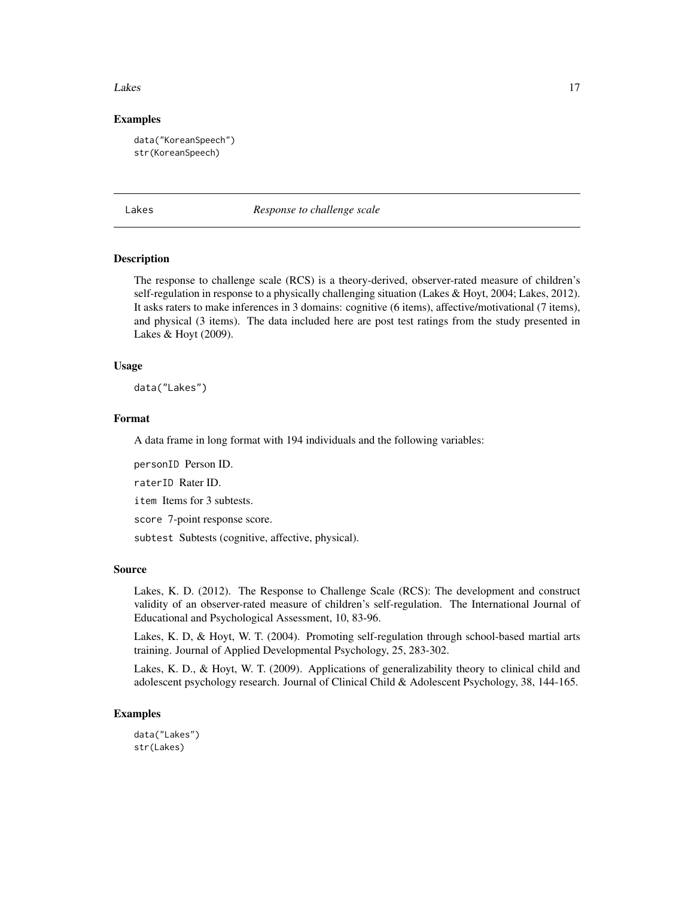### Examples

```
data("KoreanSpeech")
str(KoreanSpeech)
```

---

## Lakes — *Response to challenge scale*

---

### Description

The response to challenge scale (RCS) is a theory-derived, observer-rated measure of children's self-regulation in response to a physically challenging situation (Lakes & Hoyt, 2004; Lakes, 2012). It asks raters to make inferences in 3 domains: cognitive (6 items), affective/motivational (7 items), and physical (3 items). The data included here are post test ratings from the study presented in Lakes & Hoyt (2009).

### Usage

```
data("Lakes")
```

### Format

A data frame in long format with 194 individuals and the following variables:

`personID` Person ID.

`raterID` Rater ID.

`item` Items for 3 subtests.

`score` 7-point response score.

`subtest` Subtests (cognitive, affective, physical).

### Source

Lakes, K. D. (2012). The Response to Challenge Scale (RCS): The development and construct validity of an observer-rated measure of children's self-regulation. The International Journal of Educational and Psychological Assessment, 10, 83-96.

Lakes, K. D, & Hoyt, W. T. (2004). Promoting self-regulation through school-based martial arts training. Journal of Applied Developmental Psychology, 25, 283-302.

Lakes, K. D., & Hoyt, W. T. (2009). Applications of generalizability theory to clinical child and adolescent psychology research. Journal of Clinical Child & Adolescent Psychology, 38, 144-165.

### Examples

```
data("Lakes")
str(Lakes)
```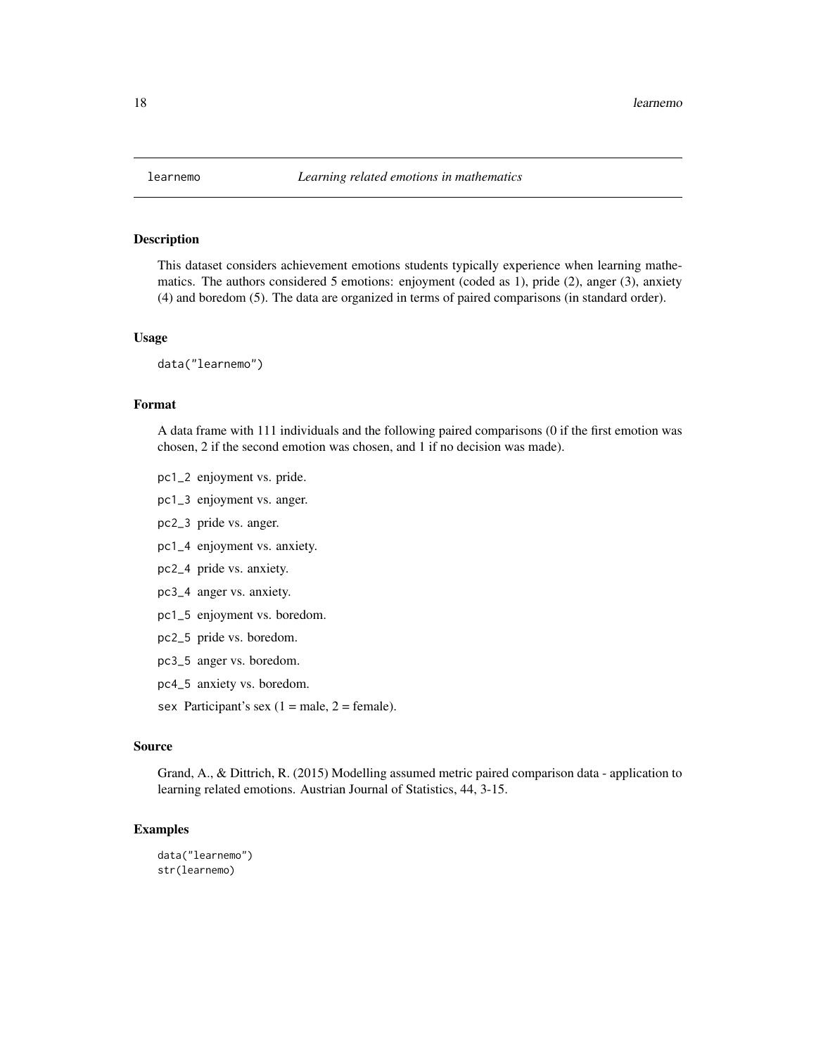`learnemo` *Learning related emotions in mathematics*

## Description

This dataset considers achievement emotions students typically experience when learning mathematics. The authors considered 5 emotions: enjoyment (coded as 1), pride (2), anger (3), anxiety (4) and boredom (5). The data are organized in terms of paired comparisons (in standard order).

## Usage

```
data("learnemo")
```

## Format

A data frame with 111 individuals and the following paired comparisons (0 if the first emotion was chosen, 2 if the second emotion was chosen, and 1 if no decision was made).

- `pc1_2` enjoyment vs. pride.
- `pc1_3` enjoyment vs. anger.
- `pc2_3` pride vs. anger.
- `pc1_4` enjoyment vs. anxiety.
- `pc2_4` pride vs. anxiety.
- `pc3_4` anger vs. anxiety.
- `pc1_5` enjoyment vs. boredom.
- `pc2_5` pride vs. boredom.
- `pc3_5` anger vs. boredom.
- `pc4_5` anxiety vs. boredom.
- `sex` Participant's sex (1 = male, 2 = female).

## Source

Grand, A., & Dittrich, R. (2015) Modelling assumed metric paired comparison data - application to learning related emotions. Austrian Journal of Statistics, 44, 3-15.

## Examples

```
data("learnemo")
str(learnemo)
```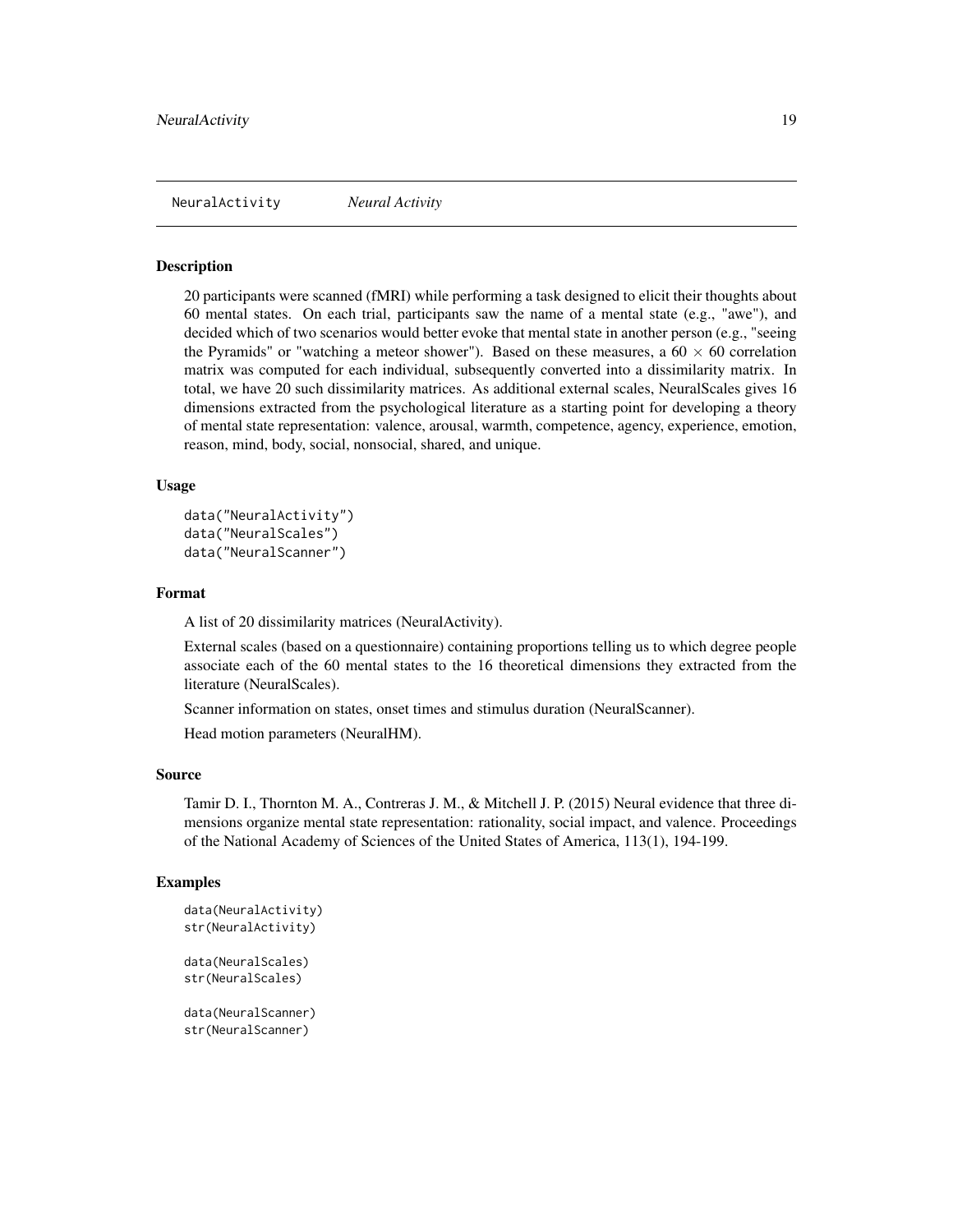NeuralActivity *Neural Activity*

## Description

20 participants were scanned (fMRI) while performing a task designed to elicit their thoughts about 60 mental states. On each trial, participants saw the name of a mental state (e.g., "awe"), and decided which of two scenarios would better evoke that mental state in another person (e.g., "seeing the Pyramids" or "watching a meteor shower"). Based on these measures, a $60 \times 60$ correlation matrix was computed for each individual, subsequently converted into a dissimilarity matrix. In total, we have 20 such dissimilarity matrices. As additional external scales, NeuralScales gives 16 dimensions extracted from the psychological literature as a starting point for developing a theory of mental state representation: valence, arousal, warmth, competence, agency, experience, emotion, reason, mind, body, social, nonsocial, shared, and unique.

## Usage

```
data("NeuralActivity")
data("NeuralScales")
data("NeuralScanner")
```

## Format

A list of 20 dissimilarity matrices (NeuralActivity).

External scales (based on a questionnaire) containing proportions telling us to which degree people associate each of the 60 mental states to the 16 theoretical dimensions they extracted from the literature (NeuralScales).

Scanner information on states, onset times and stimulus duration (NeuralScanner).

Head motion parameters (NeuralHM).

## Source

Tamir D. I., Thornton M. A., Contreras J. M., & Mitchell J. P. (2015) Neural evidence that three dimensions organize mental state representation: rationality, social impact, and valence. Proceedings of the National Academy of Sciences of the United States of America, 113(1), 194-199.

## Examples

```
data(NeuralActivity)
str(NeuralActivity)

data(NeuralScales)
str(NeuralScales)

data(NeuralScanner)
str(NeuralScanner)
```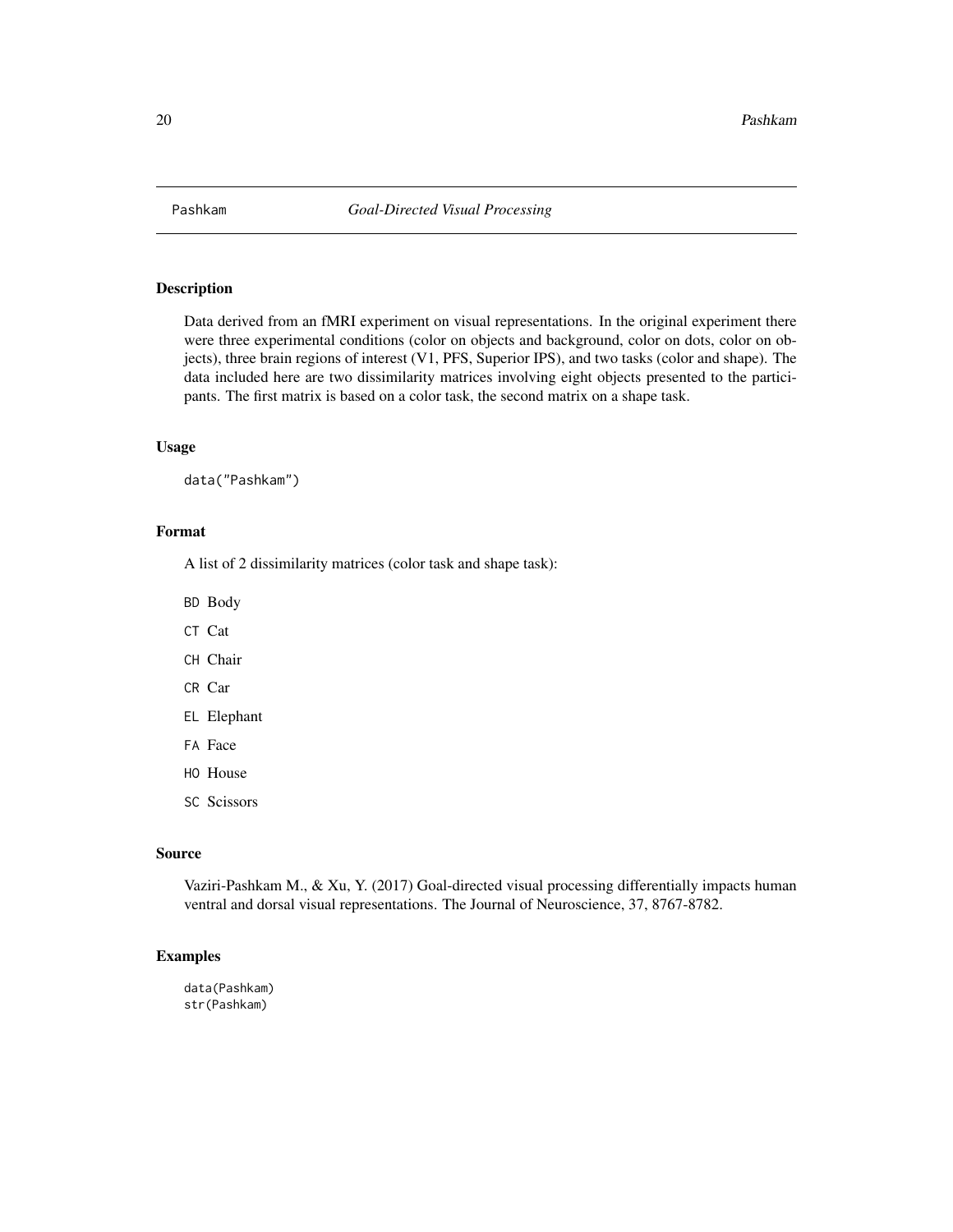Pashkam *Goal-Directed Visual Processing*

## Description

Data derived from an fMRI experiment on visual representations. In the original experiment there were three experimental conditions (color on objects and background, color on dots, color on objects), three brain regions of interest (V1, PFS, Superior IPS), and two tasks (color and shape). The data included here are two dissimilarity matrices involving eight objects presented to the participants. The first matrix is based on a color task, the second matrix on a shape task.

## Usage

```
data("Pashkam")
```

## Format

A list of 2 dissimilarity matrices (color task and shape task):

- `BD` Body
- `CT` Cat
- `CH` Chair
- `CR` Car
- `EL` Elephant
- `FA` Face
- `HO` House
- `SC` Scissors

## Source

Vaziri-Pashkam M., & Xu, Y. (2017) Goal-directed visual processing differentially impacts human ventral and dorsal visual representations. The Journal of Neuroscience, 37, 8767-8782.

## Examples

```
data(Pashkam)
str(Pashkam)
```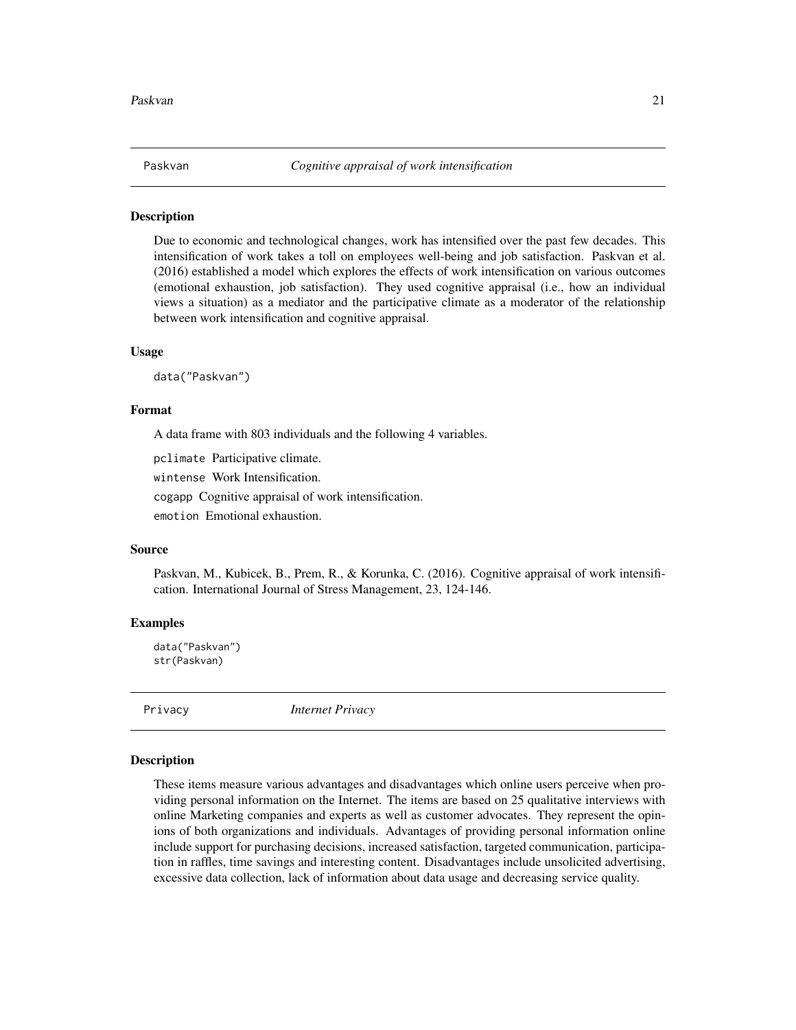## Paskvan — *Cognitive appraisal of work intensification*

### Description

Due to economic and technological changes, work has intensified over the past few decades. This intensification of work takes a toll on employees well-being and job satisfaction. Paskvan et al. (2016) established a model which explores the effects of work intensification on various outcomes (emotional exhaustion, job satisfaction). They used cognitive appraisal (i.e., how an individual views a situation) as a mediator and the participative climate as a moderator of the relationship between work intensification and cognitive appraisal.

### Usage

```
data("Paskvan")
```

### Format

A data frame with 803 individuals and the following 4 variables.

- `pclimate` Participative climate.
- `wintense` Work Intensification.
- `cogapp` Cognitive appraisal of work intensification.
- `emotion` Emotional exhaustion.

### Source

Paskvan, M., Kubicek, B., Prem, R., & Korunka, C. (2016). Cognitive appraisal of work intensification. International Journal of Stress Management, 23, 124-146.

### Examples

```
data("Paskvan")
str(Paskvan)
```

## Privacy — *Internet Privacy*

### Description

These items measure various advantages and disadvantages which online users perceive when providing personal information on the Internet. The items are based on 25 qualitative interviews with online Marketing companies and experts as well as customer advocates. They represent the opinions of both organizations and individuals. Advantages of providing personal information online include support for purchasing decisions, increased satisfaction, targeted communication, participation in raffles, time savings and interesting content. Disadvantages include unsolicited advertising, excessive data collection, lack of information about data usage and decreasing service quality.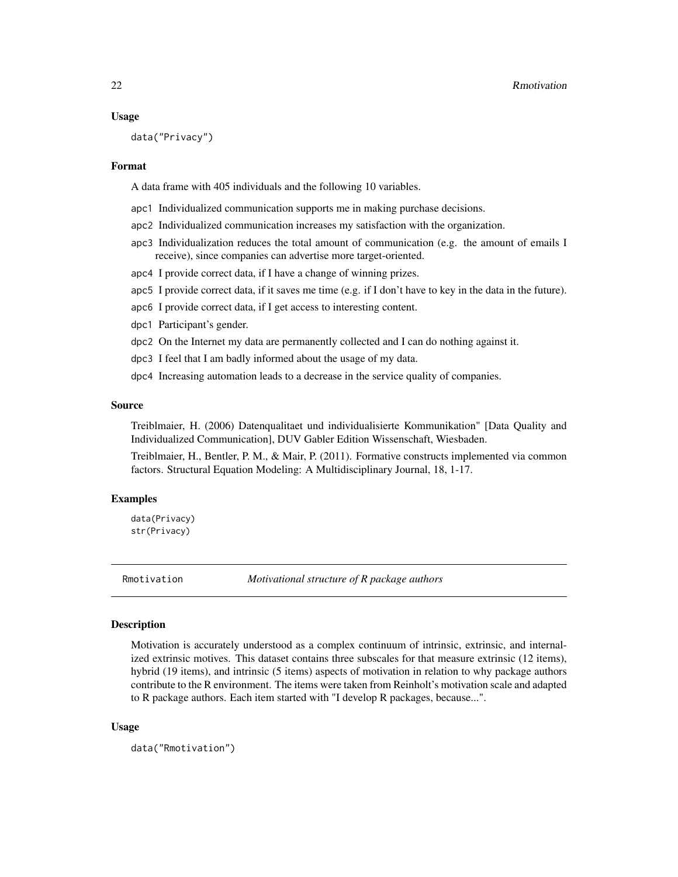### Usage

```
data("Privacy")
```

### Format

A data frame with 405 individuals and the following 10 variables.

- `apc1` Individualized communication supports me in making purchase decisions.
- `apc2` Individualized communication increases my satisfaction with the organization.
- `apc3` Individualization reduces the total amount of communication (e.g. the amount of emails I receive), since companies can advertise more target-oriented.
- `apc4` I provide correct data, if I have a change of winning prizes.
- `apc5` I provide correct data, if it saves me time (e.g. if I don't have to key in the data in the future).
- `apc6` I provide correct data, if I get access to interesting content.
- `dpc1` Participant's gender.
- `dpc2` On the Internet my data are permanently collected and I can do nothing against it.
- `dpc3` I feel that I am badly informed about the usage of my data.
- `dpc4` Increasing automation leads to a decrease in the service quality of companies.

### Source

Treiblmaier, H. (2006) Datenqualitaet und individualisierte Kommunikation" [Data Quality and Individualized Communication], DUV Gabler Edition Wissenschaft, Wiesbaden.

Treiblmaier, H., Bentler, P. M., & Mair, P. (2011). Formative constructs implemented via common factors. Structural Equation Modeling: A Multidisciplinary Journal, 18, 1-17.

### Examples

```
data(Privacy)
str(Privacy)
```

## Rmotivation — *Motivational structure of R package authors*

### Description

Motivation is accurately understood as a complex continuum of intrinsic, extrinsic, and internalized extrinsic motives. This dataset contains three subscales for that measure extrinsic (12 items), hybrid (19 items), and intrinsic (5 items) aspects of motivation in relation to why package authors contribute to the R environment. The items were taken from Reinholt's motivation scale and adapted to R package authors. Each item started with "I develop R packages, because...".

### Usage

```
data("Rmotivation")
```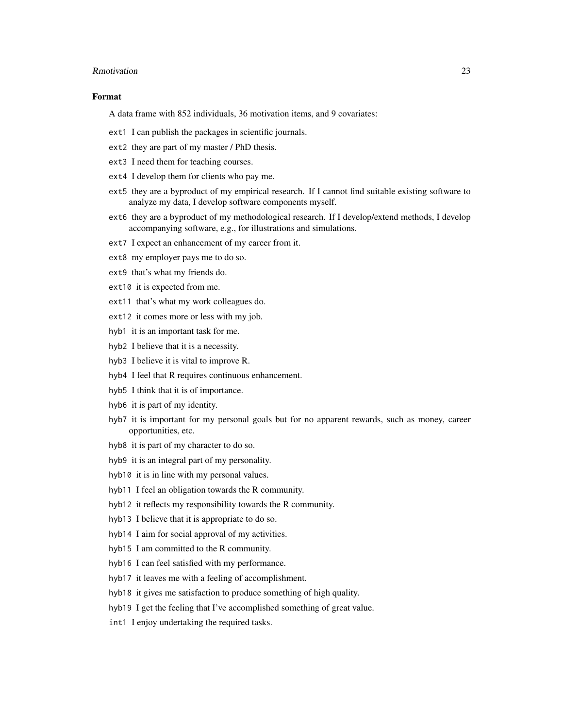### Format

A data frame with 852 individuals, 36 motivation items, and 9 covariates:

- `ext1` I can publish the packages in scientific journals.
- `ext2` they are part of my master / PhD thesis.
- `ext3` I need them for teaching courses.
- `ext4` I develop them for clients who pay me.
- `ext5` they are a byproduct of my empirical research. If I cannot find suitable existing software to analyze my data, I develop software components myself.
- `ext6` they are a byproduct of my methodological research. If I develop/extend methods, I develop accompanying software, e.g., for illustrations and simulations.
- `ext7` I expect an enhancement of my career from it.
- `ext8` my employer pays me to do so.
- `ext9` that's what my friends do.
- `ext10` it is expected from me.
- `ext11` that's what my work colleagues do.
- `ext12` it comes more or less with my job.
- `hyb1` it is an important task for me.
- `hyb2` I believe that it is a necessity.
- `hyb3` I believe it is vital to improve R.
- `hyb4` I feel that R requires continuous enhancement.
- `hyb5` I think that it is of importance.
- `hyb6` it is part of my identity.
- `hyb7` it is important for my personal goals but for no apparent rewards, such as money, career opportunities, etc.
- `hyb8` it is part of my character to do so.
- `hyb9` it is an integral part of my personality.
- `hyb10` it is in line with my personal values.
- `hyb11` I feel an obligation towards the R community.
- `hyb12` it reflects my responsibility towards the R community.
- `hyb13` I believe that it is appropriate to do so.
- `hyb14` I aim for social approval of my activities.
- `hyb15` I am committed to the R community.
- `hyb16` I can feel satisfied with my performance.
- `hyb17` it leaves me with a feeling of accomplishment.
- `hyb18` it gives me satisfaction to produce something of high quality.
- `hyb19` I get the feeling that I've accomplished something of great value.
- `int1` I enjoy undertaking the required tasks.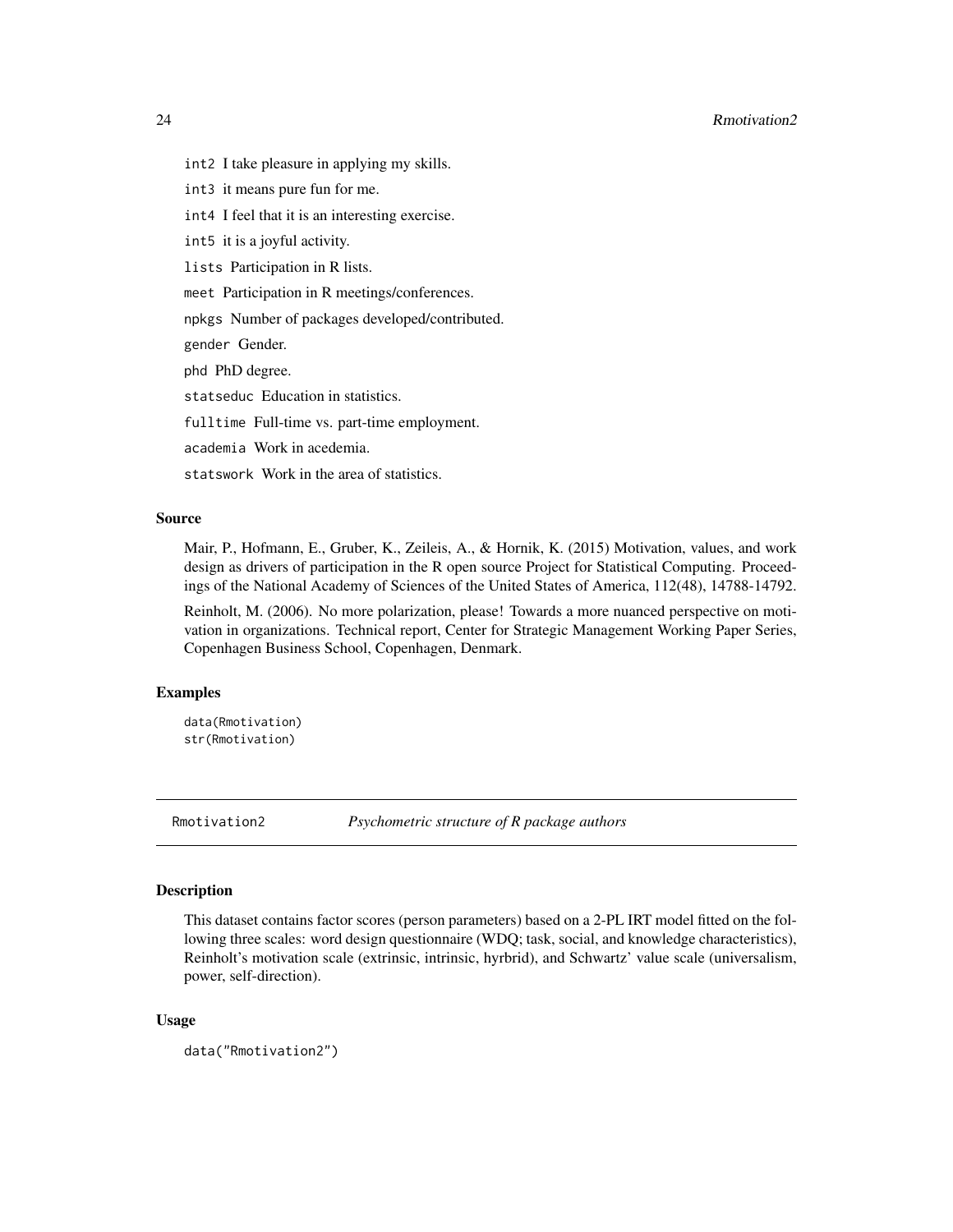int2 I take pleasure in applying my skills.

int3 it means pure fun for me.

int4 I feel that it is an interesting exercise.

int5 it is a joyful activity.

lists Participation in R lists.

meet Participation in R meetings/conferences.

npkgs Number of packages developed/contributed.

gender Gender.

phd PhD degree.

statseduc Education in statistics.

fulltime Full-time vs. part-time employment.

academia Work in acedemia.

statswork Work in the area of statistics.

### Source

Mair, P., Hofmann, E., Gruber, K., Zeileis, A., & Hornik, K. (2015) Motivation, values, and work design as drivers of participation in the R open source Project for Statistical Computing. Proceedings of the National Academy of Sciences of the United States of America, 112(48), 14788-14792.

Reinholt, M. (2006). No more polarization, please! Towards a more nuanced perspective on motivation in organizations. Technical report, Center for Strategic Management Working Paper Series, Copenhagen Business School, Copenhagen, Denmark.

### Examples

```
data(Rmotivation)
str(Rmotivation)
```

---

## Rmotivation2 *Psychometric structure of R package authors*

### Description

This dataset contains factor scores (person parameters) based on a 2-PL IRT model fitted on the following three scales: word design questionnaire (WDQ; task, social, and knowledge characteristics), Reinholt's motivation scale (extrinsic, intrinsic, hyrbrid), and Schwartz' value scale (universalism, power, self-direction).

### Usage

```
data("Rmotivation2")
```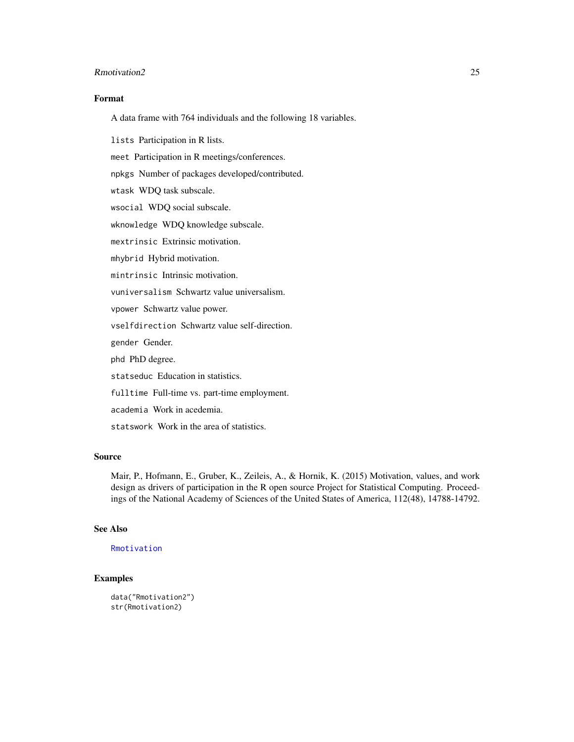## Format

A data frame with 764 individuals and the following 18 variables.

`lists` Participation in R lists.

`meet` Participation in R meetings/conferences.

`npkgs` Number of packages developed/contributed.

`wtask` WDQ task subscale.

`wsocial` WDQ social subscale.

`wknowledge` WDQ knowledge subscale.

`mextrinsic` Extrinsic motivation.

`mhybrid` Hybrid motivation.

`mintrinsic` Intrinsic motivation.

`vuniversalism` Schwartz value universalism.

`vpower` Schwartz value power.

`vselfdirection` Schwartz value self-direction.

`gender` Gender.

`phd` PhD degree.

`statseduc` Education in statistics.

`fulltime` Full-time vs. part-time employment.

`academia` Work in acedemia.

`statswork` Work in the area of statistics.

## Source

Mair, P., Hofmann, E., Gruber, K., Zeileis, A., & Hornik, K. (2015) Motivation, values, and work design as drivers of participation in the R open source Project for Statistical Computing. Proceedings of the National Academy of Sciences of the United States of America, 112(48), 14788-14792.

## See Also

`Rmotivation`

## Examples

```
data("Rmotivation2")
str(Rmotivation2)
```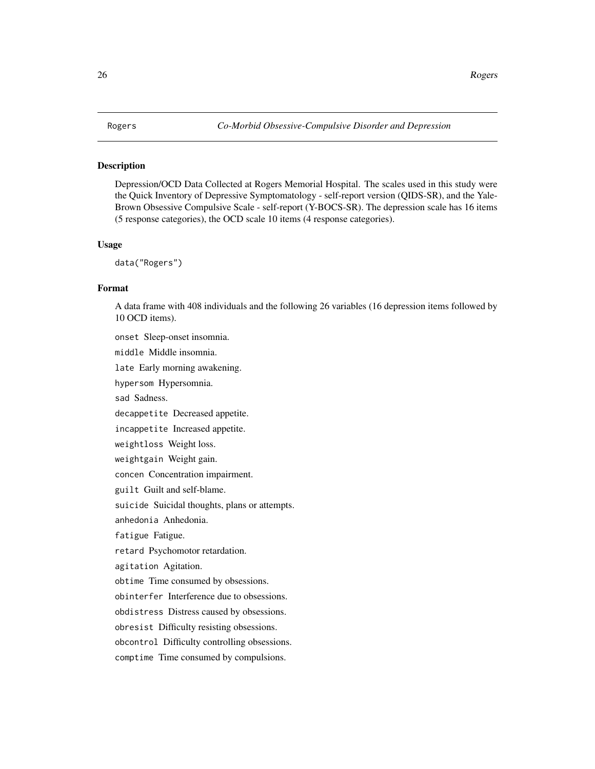Rogers *Co-Morbid Obsessive-Compulsive Disorder and Depression*

### Description

Depression/OCD Data Collected at Rogers Memorial Hospital. The scales used in this study were the Quick Inventory of Depressive Symptomatology - self-report version (QIDS-SR), and the Yale-Brown Obsessive Compulsive Scale - self-report (Y-BOCS-SR). The depression scale has 16 items (5 response categories), the OCD scale 10 items (4 response categories).

### Usage

```
data("Rogers")
```

### Format

A data frame with 408 individuals and the following 26 variables (16 depression items followed by 10 OCD items).

`onset` Sleep-onset insomnia.

`middle` Middle insomnia.

`late` Early morning awakening.

`hypersom` Hypersomnia.

`sad` Sadness.

`decappetite` Decreased appetite.

`incappetite` Increased appetite.

`weightloss` Weight loss.

`weightgain` Weight gain.

`concen` Concentration impairment.

`guilt` Guilt and self-blame.

`suicide` Suicidal thoughts, plans or attempts.

`anhedonia` Anhedonia.

`fatigue` Fatigue.

`retard` Psychomotor retardation.

`agitation` Agitation.

`obtime` Time consumed by obsessions.

`obinterfer` Interference due to obsessions.

`obdistress` Distress caused by obsessions.

`obresist` Difficulty resisting obsessions.

`obcontrol` Difficulty controlling obsessions.

`comptime` Time consumed by compulsions.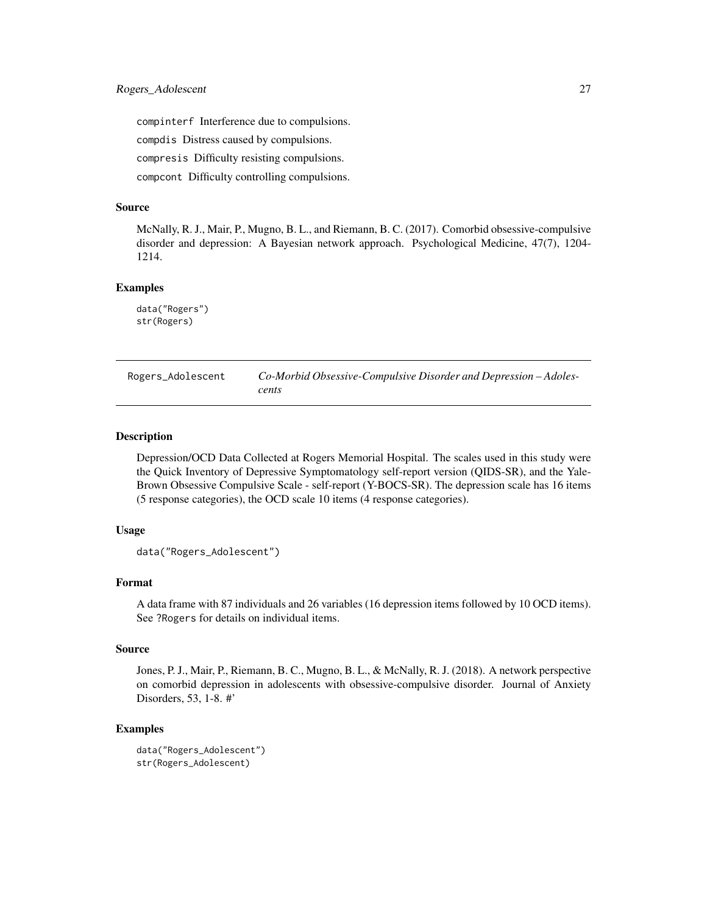compinterf Interference due to compulsions.

compdis Distress caused by compulsions.

compresis Difficulty resisting compulsions.

compcont Difficulty controlling compulsions.

### Source

McNally, R. J., Mair, P., Mugno, B. L., and Riemann, B. C. (2017). Comorbid obsessive-compulsive disorder and depression: A Bayesian network approach. Psychological Medicine, 47(7), 1204-1214.

### Examples

```
data("Rogers")
str(Rogers)
```

---

## Rogers_Adolescent — *Co-Morbid Obsessive-Compulsive Disorder and Depression – Adolescents*

---

### Description

Depression/OCD Data Collected at Rogers Memorial Hospital. The scales used in this study were the Quick Inventory of Depressive Symptomatology self-report version (QIDS-SR), and the Yale-Brown Obsessive Compulsive Scale - self-report (Y-BOCS-SR). The depression scale has 16 items (5 response categories), the OCD scale 10 items (4 response categories).

### Usage

```
data("Rogers_Adolescent")
```

### Format

A data frame with 87 individuals and 26 variables (16 depression items followed by 10 OCD items). See ?Rogers for details on individual items.

### Source

Jones, P. J., Mair, P., Riemann, B. C., Mugno, B. L., & McNally, R. J. (2018). A network perspective on comorbid depression in adolescents with obsessive-compulsive disorder. Journal of Anxiety Disorders, 53, 1-8. #'

### Examples

```
data("Rogers_Adolescent")
str(Rogers_Adolescent)
```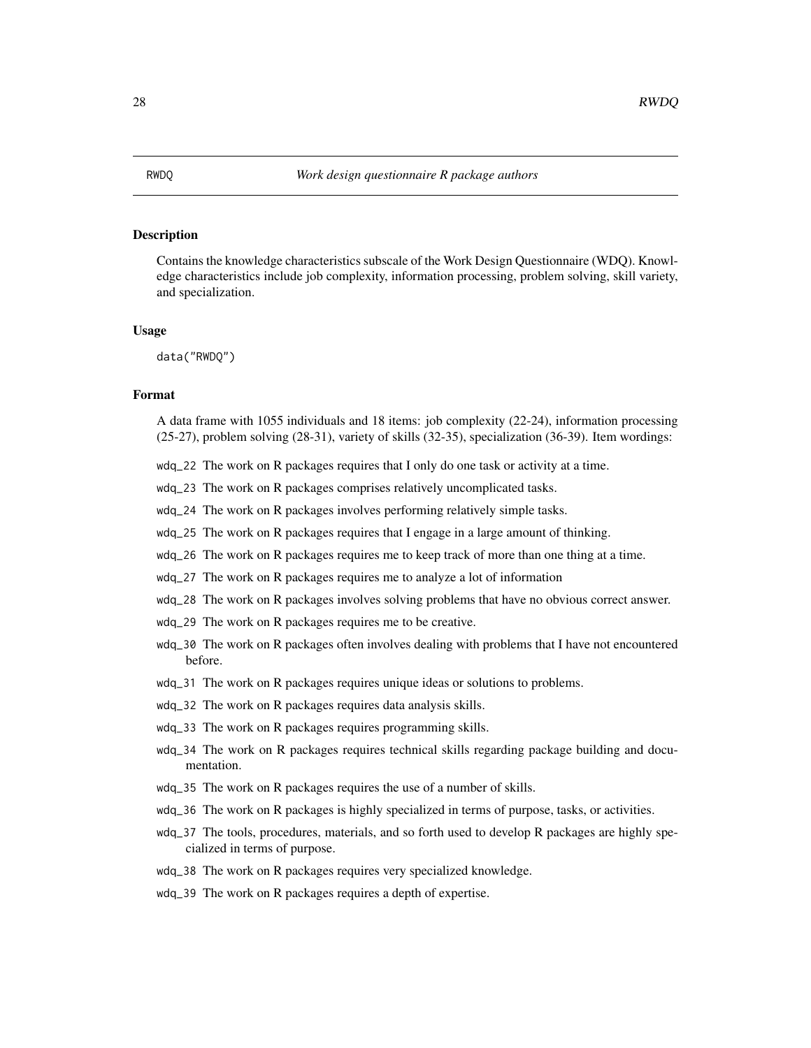RWDQ *Work design questionnaire R package authors*

## Description

Contains the knowledge characteristics subscale of the Work Design Questionnaire (WDQ). Knowledge characteristics include job complexity, information processing, problem solving, skill variety, and specialization.

## Usage

```
data("RWDQ")
```

## Format

A data frame with 1055 individuals and 18 items: job complexity (22-24), information processing (25-27), problem solving (28-31), variety of skills (32-35), specialization (36-39). Item wordings:

- `wdq_22` The work on R packages requires that I only do one task or activity at a time.
- `wdq_23` The work on R packages comprises relatively uncomplicated tasks.
- `wdq_24` The work on R packages involves performing relatively simple tasks.
- `wdq_25` The work on R packages requires that I engage in a large amount of thinking.
- `wdq_26` The work on R packages requires me to keep track of more than one thing at a time.
- `wdq_27` The work on R packages requires me to analyze a lot of information
- `wdq_28` The work on R packages involves solving problems that have no obvious correct answer.
- `wdq_29` The work on R packages requires me to be creative.
- `wdq_30` The work on R packages often involves dealing with problems that I have not encountered before.
- `wdq_31` The work on R packages requires unique ideas or solutions to problems.
- `wdq_32` The work on R packages requires data analysis skills.
- `wdq_33` The work on R packages requires programming skills.
- `wdq_34` The work on R packages requires technical skills regarding package building and documentation.
- `wdq_35` The work on R packages requires the use of a number of skills.
- `wdq_36` The work on R packages is highly specialized in terms of purpose, tasks, or activities.
- `wdq_37` The tools, procedures, materials, and so forth used to develop R packages are highly specialized in terms of purpose.
- `wdq_38` The work on R packages requires very specialized knowledge.
- `wdq_39` The work on R packages requires a depth of expertise.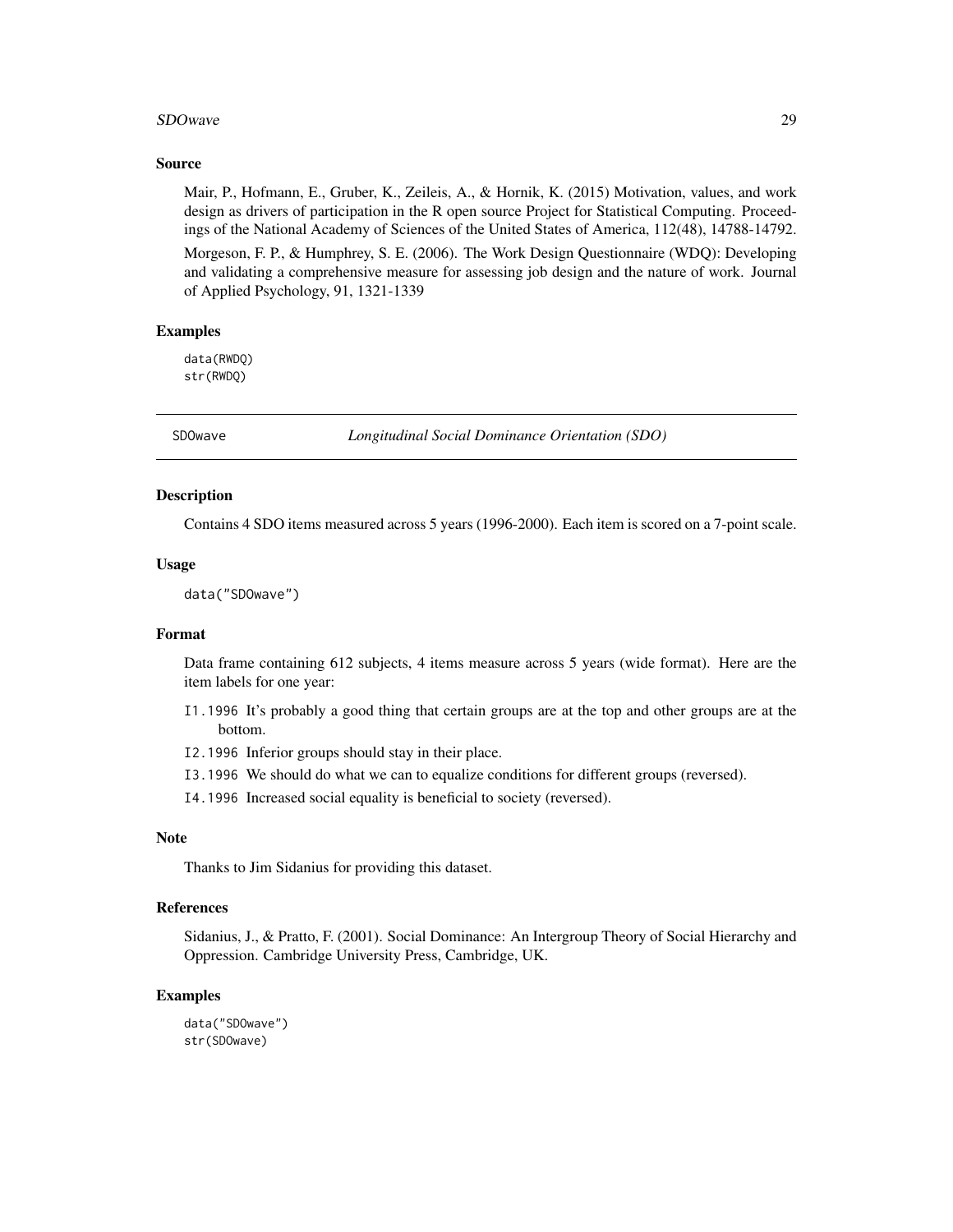### Source

Mair, P., Hofmann, E., Gruber, K., Zeileis, A., & Hornik, K. (2015) Motivation, values, and work design as drivers of participation in the R open source Project for Statistical Computing. Proceedings of the National Academy of Sciences of the United States of America, 112(48), 14788-14792.

Morgeson, F. P., & Humphrey, S. E. (2006). The Work Design Questionnaire (WDQ): Developing and validating a comprehensive measure for assessing job design and the nature of work. Journal of Applied Psychology, 91, 1321-1339

### Examples

```
data(RWDQ)
str(RWDQ)
```

---

## SDOwave — *Longitudinal Social Dominance Orientation (SDO)*

### Description

Contains 4 SDO items measured across 5 years (1996-2000). Each item is scored on a 7-point scale.

### Usage

```
data("SDOwave")
```

### Format

Data frame containing 612 subjects, 4 items measure across 5 years (wide format). Here are the item labels for one year:

- `I1.1996` It's probably a good thing that certain groups are at the top and other groups are at the bottom.
- `I2.1996` Inferior groups should stay in their place.
- `I3.1996` We should do what we can to equalize conditions for different groups (reversed).
- `I4.1996` Increased social equality is beneficial to society (reversed).

### Note

Thanks to Jim Sidanius for providing this dataset.

### References

Sidanius, J., & Pratto, F. (2001). Social Dominance: An Intergroup Theory of Social Hierarchy and Oppression. Cambridge University Press, Cambridge, UK.

### Examples

```
data("SDOwave")
str(SDOwave)
```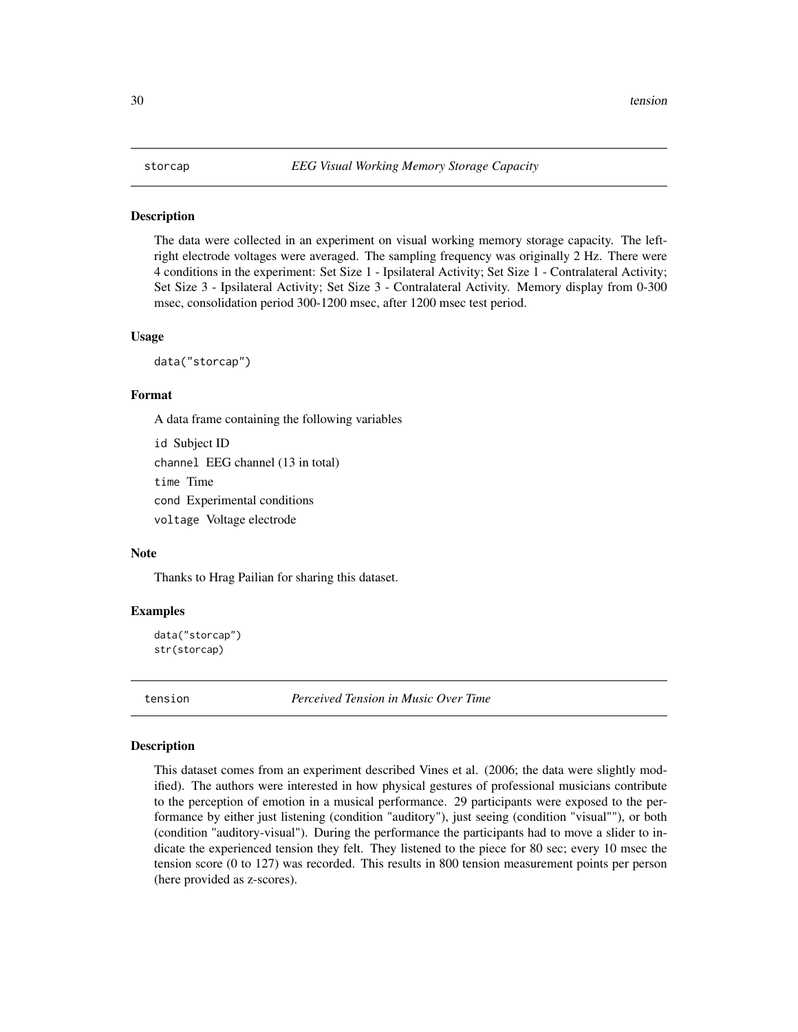## storcap — *EEG Visual Working Memory Storage Capacity*

### Description

The data were collected in an experiment on visual working memory storage capacity. The left-right electrode voltages were averaged. The sampling frequency was originally 2 Hz. There were 4 conditions in the experiment: Set Size 1 - Ipsilateral Activity; Set Size 1 - Contralateral Activity; Set Size 3 - Ipsilateral Activity; Set Size 3 - Contralateral Activity. Memory display from 0-300 msec, consolidation period 300-1200 msec, after 1200 msec test period.

### Usage

```
data("storcap")
```

### Format

A data frame containing the following variables

`id` Subject ID

`channel` EEG channel (13 in total)

`time` Time

`cond` Experimental conditions

`voltage` Voltage electrode

### Note

Thanks to Hrag Pailian for sharing this dataset.

### Examples

```
data("storcap")
str(storcap)
```

## tension — *Perceived Tension in Music Over Time*

### Description

This dataset comes from an experiment described Vines et al. (2006; the data were slightly modified). The authors were interested in how physical gestures of professional musicians contribute to the perception of emotion in a musical performance. 29 participants were exposed to the performance by either just listening (condition "auditory"), just seeing (condition "visual""), or both (condition "auditory-visual"). During the performance the participants had to move a slider to indicate the experienced tension they felt. They listened to the piece for 80 sec; every 10 msec the tension score (0 to 127) was recorded. This results in 800 tension measurement points per person (here provided as z-scores).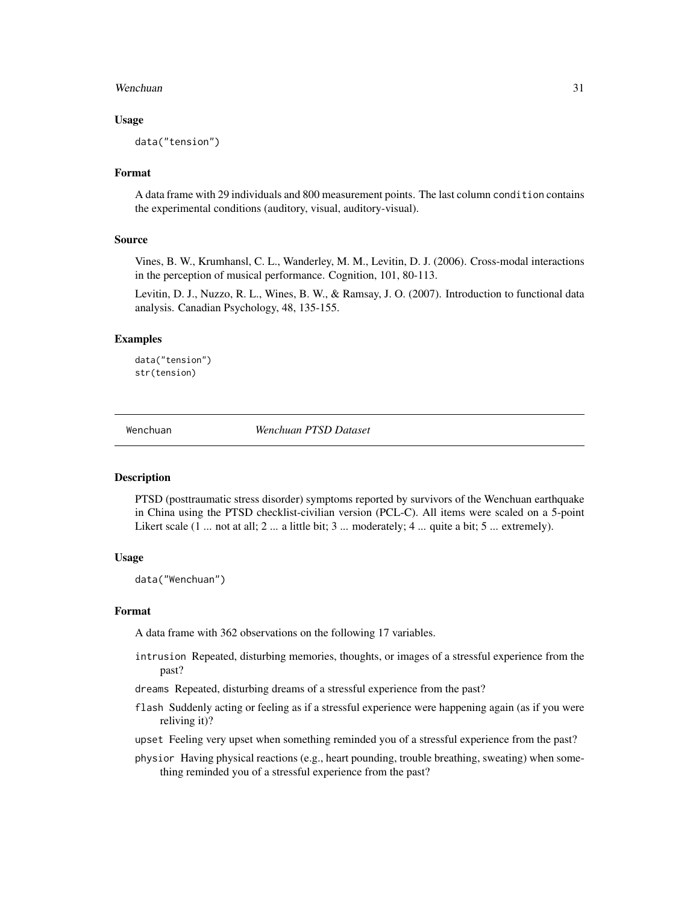### Usage

```
data("tension")
```

### Format

A data frame with 29 individuals and 800 measurement points. The last column `condition` contains the experimental conditions (auditory, visual, auditory-visual).

### Source

Vines, B. W., Krumhansl, C. L., Wanderley, M. M., Levitin, D. J. (2006). Cross-modal interactions in the perception of musical performance. Cognition, 101, 80-113.

Levitin, D. J., Nuzzo, R. L., Wines, B. W., & Ramsay, J. O. (2007). Introduction to functional data analysis. Canadian Psychology, 48, 135-155.

### Examples

```
data("tension")
str(tension)
```

---

## Wenchuan — *Wenchuan PTSD Dataset*

---

### Description

PTSD (posttraumatic stress disorder) symptoms reported by survivors of the Wenchuan earthquake in China using the PTSD checklist-civilian version (PCL-C). All items were scaled on a 5-point Likert scale (1 ... not at all; 2 ... a little bit; 3 ... moderately; 4 ... quite a bit; 5 ... extremely).

### Usage

```
data("Wenchuan")
```

### Format

A data frame with 362 observations on the following 17 variables.

- `intrusion` Repeated, disturbing memories, thoughts, or images of a stressful experience from the past?
- `dreams` Repeated, disturbing dreams of a stressful experience from the past?
- `flash` Suddenly acting or feeling as if a stressful experience were happening again (as if you were reliving it)?
- `upset` Feeling very upset when something reminded you of a stressful experience from the past?
- `physior` Having physical reactions (e.g., heart pounding, trouble breathing, sweating) when something reminded you of a stressful experience from the past?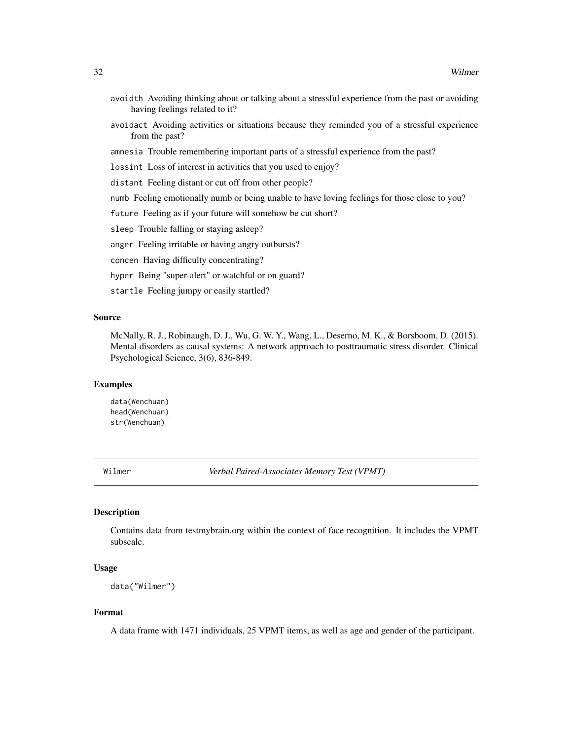avoidth Avoiding thinking about or talking about a stressful experience from the past or avoiding having feelings related to it?

avoidact Avoiding activities or situations because they reminded you of a stressful experience from the past?

amnesia Trouble remembering important parts of a stressful experience from the past?

lossint Loss of interest in activities that you used to enjoy?

distant Feeling distant or cut off from other people?

numb Feeling emotionally numb or being unable to have loving feelings for those close to you?

future Feeling as if your future will somehow be cut short?

sleep Trouble falling or staying asleep?

anger Feeling irritable or having angry outbursts?

concen Having difficulty concentrating?

hyper Being "super-alert" or watchful or on guard?

startle Feeling jumpy or easily startled?

### Source

McNally, R. J., Robinaugh, D. J., Wu, G. W. Y., Wang, L., Deserno, M. K., & Borsboom, D. (2015). Mental disorders as causal systems: A network approach to posttraumatic stress disorder. Clinical Psychological Science, 3(6), 836-849.

### Examples

```
data(Wenchuan)
head(Wenchuan)
str(Wenchuan)
```

---

## Wilmer — *Verbal Paired-Associates Memory Test (VPMT)*

### Description

Contains data from testmybrain.org within the context of face recognition. It includes the VPMT subscale.

### Usage

```
data("Wilmer")
```

### Format

A data frame with 1471 individuals, 25 VPMT items, as well as age and gender of the participant.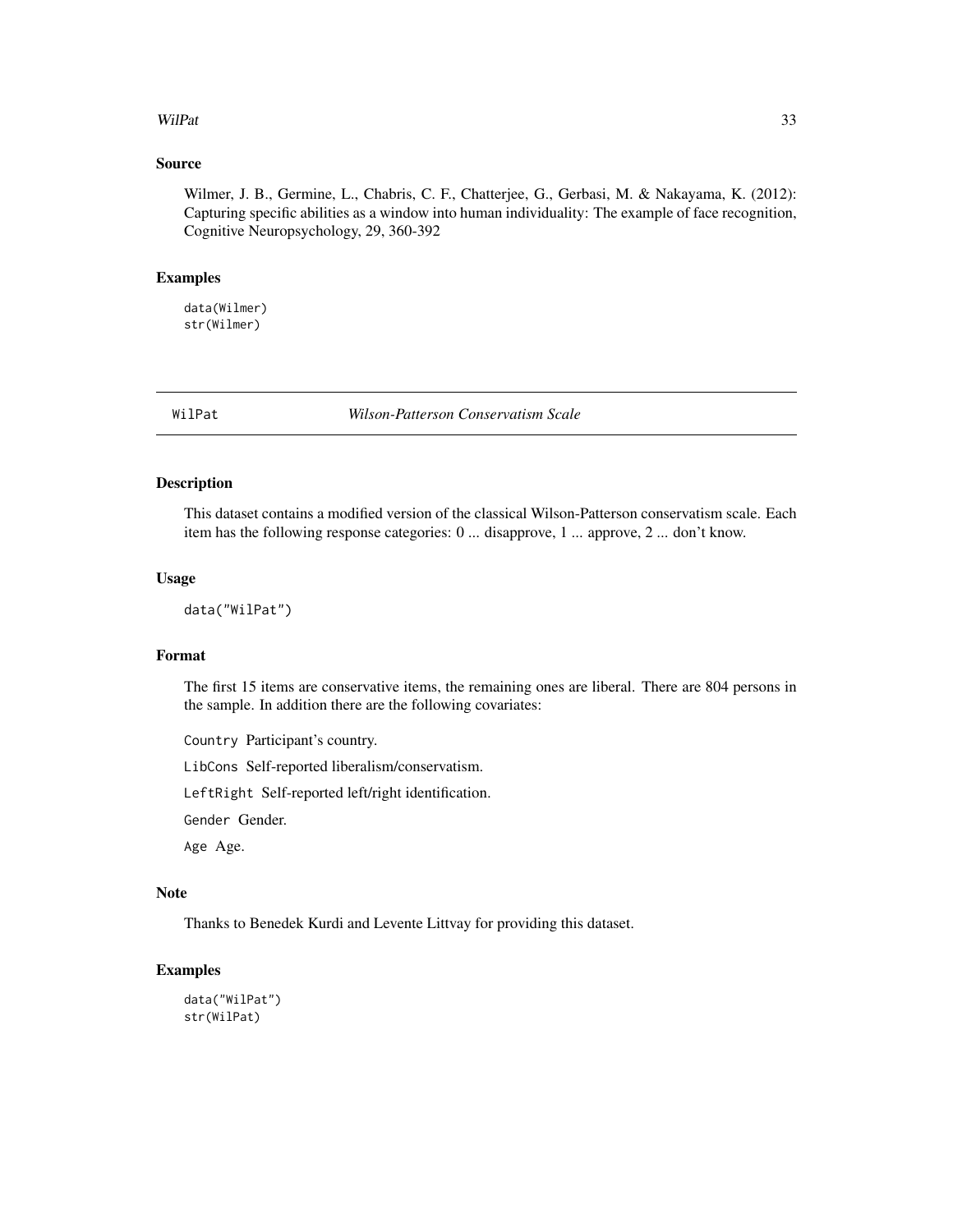## Source

Wilmer, J. B., Germine, L., Chabris, C. F., Chatterjee, G., Gerbasi, M. & Nakayama, K. (2012): Capturing specific abilities as a window into human individuality: The example of face recognition, Cognitive Neuropsychology, 29, 360-392

## Examples

```
data(Wilmer)
str(Wilmer)
```

---

# WilPat *Wilson-Patterson Conservatism Scale*

## Description

This dataset contains a modified version of the classical Wilson-Patterson conservatism scale. Each item has the following response categories: 0 ... disapprove, 1 ... approve, 2 ... don't know.

## Usage

```
data("WilPat")
```

## Format

The first 15 items are conservative items, the remaining ones are liberal. There are 804 persons in the sample. In addition there are the following covariates:

`Country` Participant's country.

`LibCons` Self-reported liberalism/conservatism.

`LeftRight` Self-reported left/right identification.

`Gender` Gender.

`Age` Age.

## Note

Thanks to Benedek Kurdi and Levente Littvay for providing this dataset.

## Examples

```
data("WilPat")
str(WilPat)
```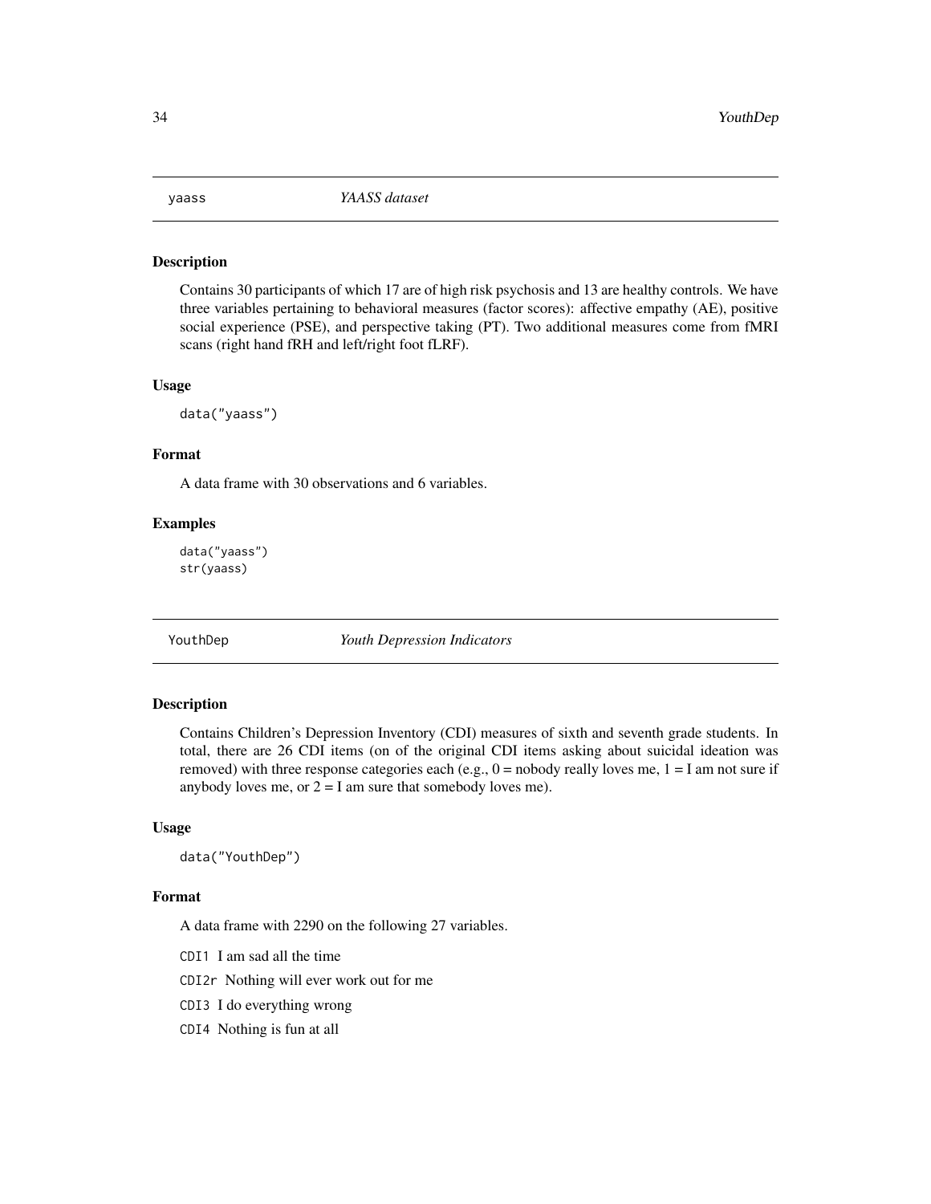## yaass *YAASS dataset*

### Description

Contains 30 participants of which 17 are of high risk psychosis and 13 are healthy controls. We have three variables pertaining to behavioral measures (factor scores): affective empathy (AE), positive social experience (PSE), and perspective taking (PT). Two additional measures come from fMRI scans (right hand fRH and left/right foot fLRF).

### Usage

```
data("yaass")
```

### Format

A data frame with 30 observations and 6 variables.

### Examples

```
data("yaass")
str(yaass)
```

## YouthDep *Youth Depression Indicators*

### Description

Contains Children's Depression Inventory (CDI) measures of sixth and seventh grade students. In total, there are 26 CDI items (on of the original CDI items asking about suicidal ideation was removed) with three response categories each (e.g., 0 = nobody really loves me, 1 = I am not sure if anybody loves me, or 2 = I am sure that somebody loves me).

### Usage

```
data("YouthDep")
```

### Format

A data frame with 2290 on the following 27 variables.

`CDI1` I am sad all the time

`CDI2r` Nothing will ever work out for me

`CDI3` I do everything wrong

`CDI4` Nothing is fun at all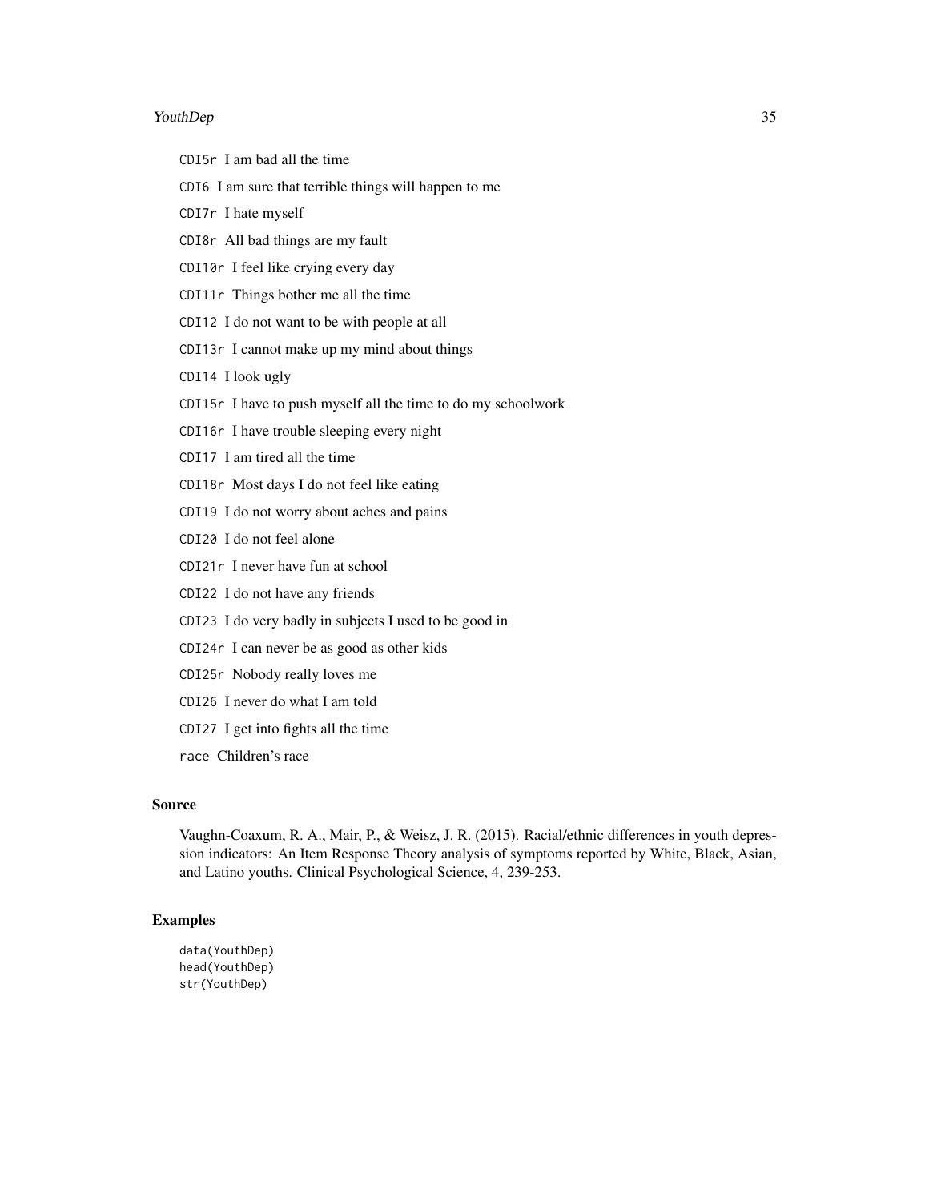`CDI5r` I am bad all the time

`CDI6` I am sure that terrible things will happen to me

`CDI7r` I hate myself

`CDI8r` All bad things are my fault

`CDI10r` I feel like crying every day

`CDI11r` Things bother me all the time

`CDI12` I do not want to be with people at all

`CDI13r` I cannot make up my mind about things

`CDI14` I look ugly

`CDI15r` I have to push myself all the time to do my schoolwork

`CDI16r` I have trouble sleeping every night

`CDI17` I am tired all the time

`CDI18r` Most days I do not feel like eating

`CDI19` I do not worry about aches and pains

`CDI20` I do not feel alone

`CDI21r` I never have fun at school

`CDI22` I do not have any friends

`CDI23` I do very badly in subjects I used to be good in

`CDI24r` I can never be as good as other kids

`CDI25r` Nobody really loves me

`CDI26` I never do what I am told

`CDI27` I get into fights all the time

`race` Children's race

## Source

Vaughn-Coaxum, R. A., Mair, P., & Weisz, J. R. (2015). Racial/ethnic differences in youth depression indicators: An Item Response Theory analysis of symptoms reported by White, Black, Asian, and Latino youths. Clinical Psychological Science, 4, 239-253.

## Examples

```
data(YouthDep)
head(YouthDep)
str(YouthDep)
```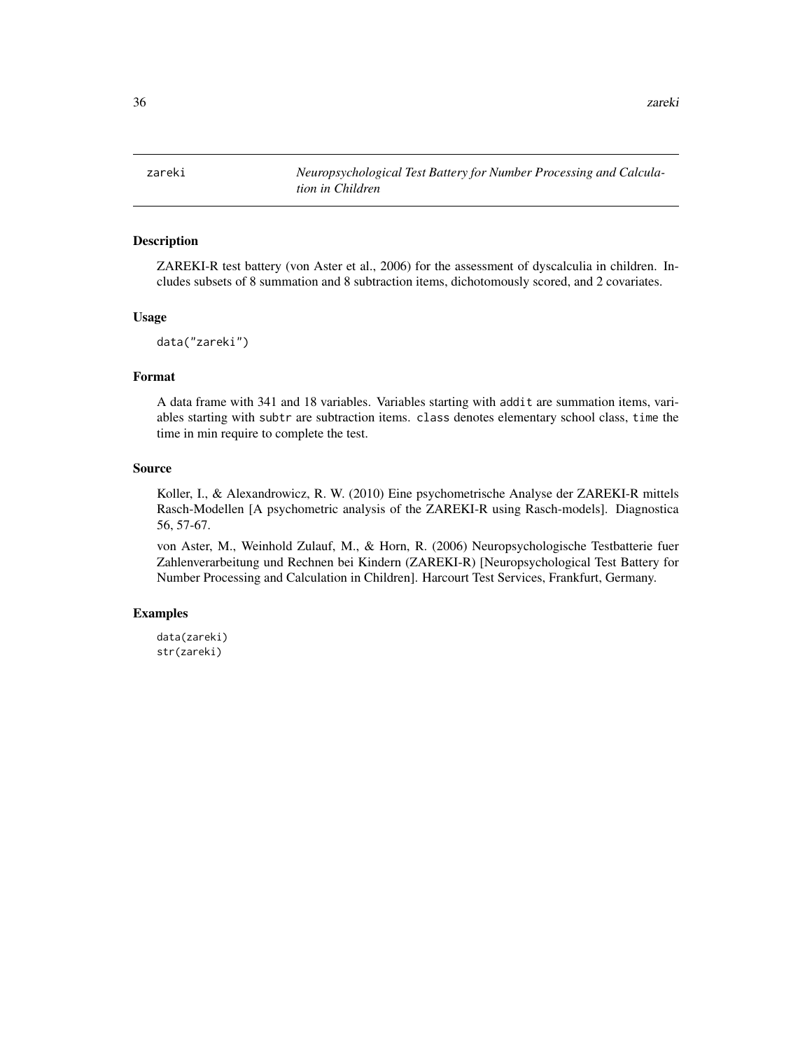# zareki

*Neuropsychological Test Battery for Number Processing and Calculation in Children*

## Description

ZAREKI-R test battery (von Aster et al., 2006) for the assessment of dyscalculia in children. Includes subsets of 8 summation and 8 subtraction items, dichotomously scored, and 2 covariates.

## Usage

```
data("zareki")
```

## Format

A data frame with 341 and 18 variables. Variables starting with `addit` are summation items, variables starting with `subtr` are subtraction items. `class` denotes elementary school class, `time` the time in min require to complete the test.

## Source

Koller, I., & Alexandrowicz, R. W. (2010) Eine psychometrische Analyse der ZAREKI-R mittels Rasch-Modellen [A psychometric analysis of the ZAREKI-R using Rasch-models]. Diagnostica 56, 57-67.

von Aster, M., Weinhold Zulauf, M., & Horn, R. (2006) Neuropsychologische Testbatterie fuer Zahlenverarbeitung und Rechnen bei Kindern (ZAREKI-R) [Neuropsychological Test Battery for Number Processing and Calculation in Children]. Harcourt Test Services, Frankfurt, Germany.

## Examples

```
data(zareki)
str(zareki)
```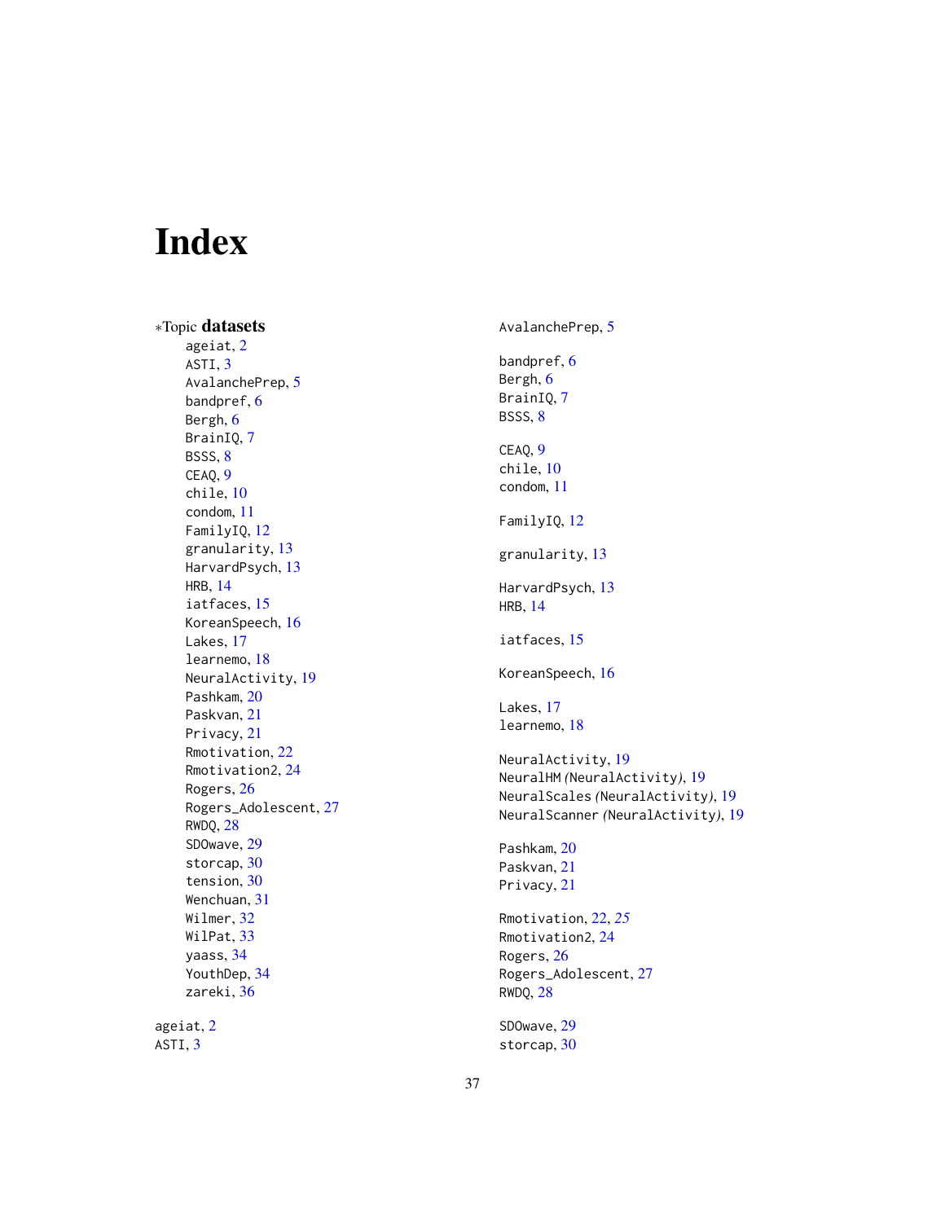# Index

∗Topic **datasets**

- ageiat, 2
- ASTI, 3
- AvalanchePrep, 5
- bandpref, 6
- Bergh, 6
- BrainIQ, 7
- BSSS, 8
- CEAQ, 9
- chile, 10
- condom, 11
- FamilyIQ, 12
- granularity, 13
- HarvardPsych, 13
- HRB, 14
- iatfaces, 15
- KoreanSpeech, 16
- Lakes, 17
- learnemo, 18
- NeuralActivity, 19
- Pashkam, 20
- Paskvan, 21
- Privacy, 21
- Rmotivation, 22
- Rmotivation2, 24
- Rogers, 26
- Rogers_Adolescent, 27
- RWDQ, 28
- SDOwave, 29
- storcap, 30
- tension, 30
- Wenchuan, 31
- Wilmer, 32
- WilPat, 33
- yaass, 34
- YouthDep, 34
- zareki, 36

ageiat, 2
ASTI, 3
AvalanchePrep, 5

bandpref, 6
Bergh, 6
BrainIQ, 7
BSSS, 8

CEAQ, 9
chile, 10
condom, 11

FamilyIQ, 12

granularity, 13

HarvardPsych, 13
HRB, 14

iatfaces, 15

KoreanSpeech, 16

Lakes, 17
learnemo, 18

NeuralActivity, 19
NeuralHM *(*NeuralActivity*)*, 19
NeuralScales *(*NeuralActivity*)*, 19
NeuralScanner *(*NeuralActivity*)*, 19

Pashkam, 20
Paskvan, 21
Privacy, 21

Rmotivation, 22, *25*
Rmotivation2, 24
Rogers, 26
Rogers_Adolescent, 27
RWDQ, 28

SDOwave, 29
storcap, 30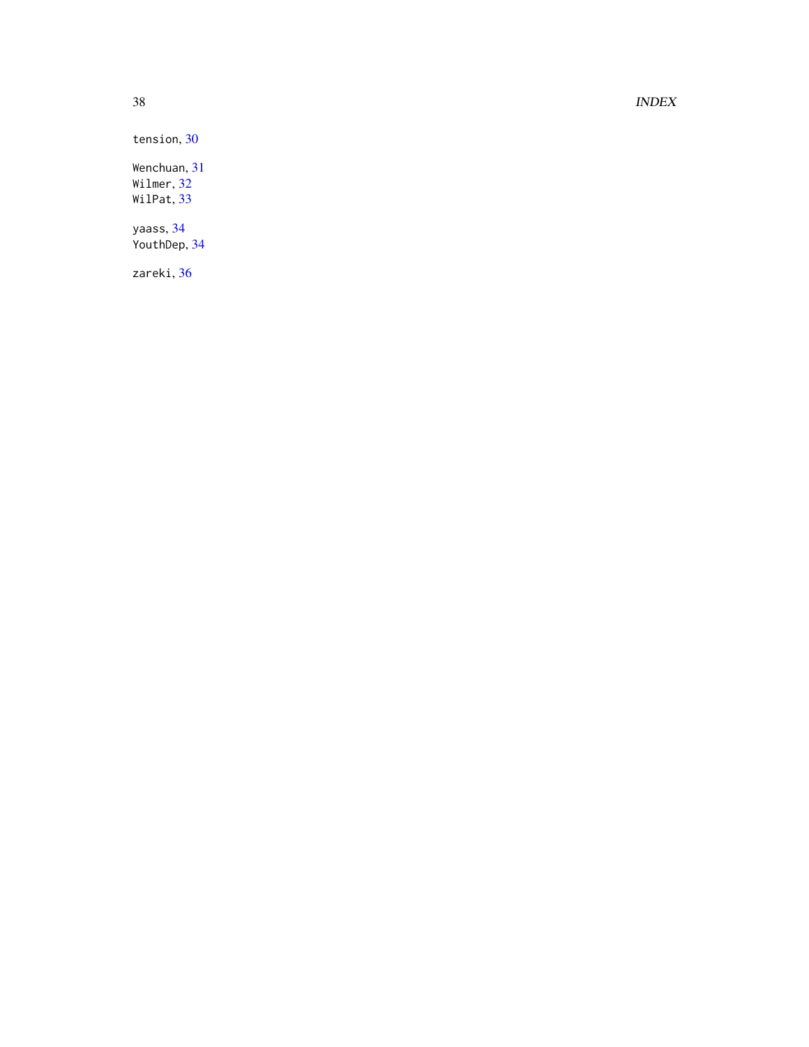tension, 30

Wenchuan, 31
Wilmer, 32
WilPat, 33

yaass, 34
YouthDep, 34

zareki, 36